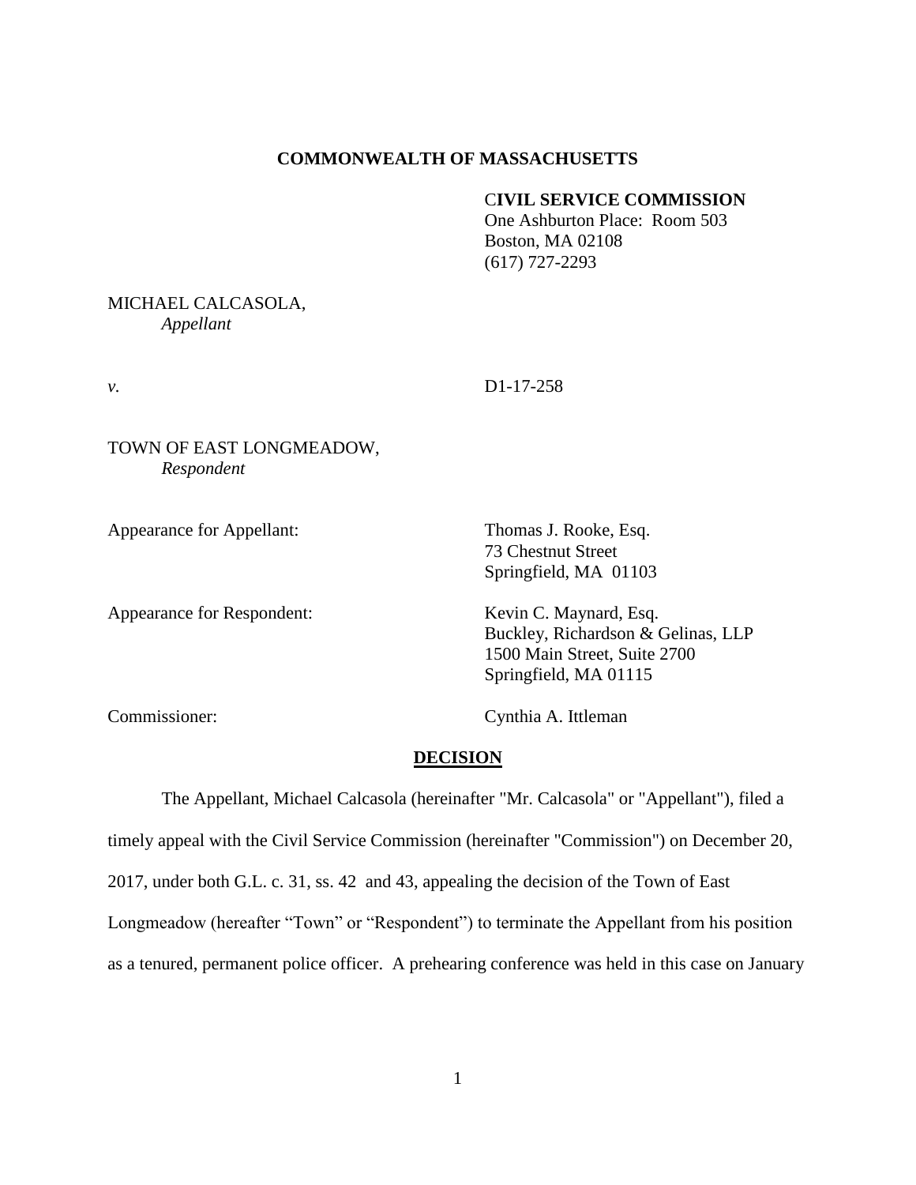**COMMONWEALTH OF MASSACHUSETTS**

**CIVIL SERVICE COMMISSION**
One Ashburton Place: Room 503
Boston, MA 02108
(617) 727-2293

MICHAEL CALCASOLA,
*Appellant*

*v.* D1-17-258

TOWN OF EAST LONGMEADOW,
*Respondent*

Appearance for Appellant: Thomas J. Rooke, Esq.
73 Chestnut Street
Springfield, MA 01103

Appearance for Respondent: Kevin C. Maynard, Esq.
Buckley, Richardson & Gelinas, LLP
1500 Main Street, Suite 2700
Springfield, MA 01115

Commissioner: Cynthia A. Ittleman

## DECISION

The Appellant, Michael Calcasola (hereinafter "Mr. Calcasola" or "Appellant"), filed a timely appeal with the Civil Service Commission (hereinafter "Commission") on December 20, 2017, under both G.L. c. 31, ss. 42 and 43, appealing the decision of the Town of East Longmeadow (hereafter "Town" or "Respondent") to terminate the Appellant from his position as a tenured, permanent police officer. A prehearing conference was held in this case on January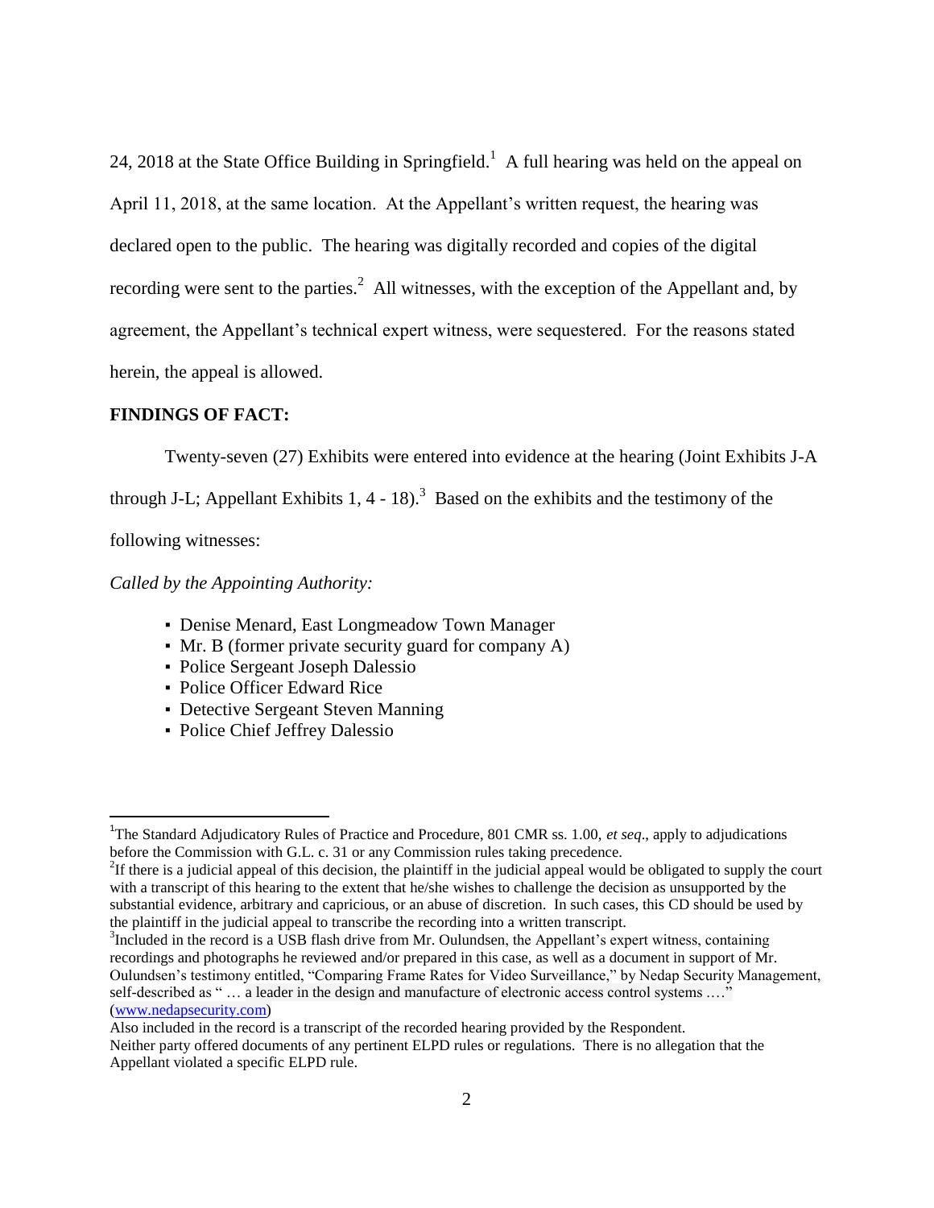24, 2018 at the State Office Building in Springfield.[1] A full hearing was held on the appeal on April 11, 2018, at the same location. At the Appellant's written request, the hearing was declared open to the public. The hearing was digitally recorded and copies of the digital recording were sent to the parties.[2] All witnesses, with the exception of the Appellant and, by agreement, the Appellant's technical expert witness, were sequestered. For the reasons stated herein, the appeal is allowed.

**FINDINGS OF FACT:**

Twenty-seven (27) Exhibits were entered into evidence at the hearing (Joint Exhibits J-A through J-L; Appellant Exhibits 1, 4 - 18).[3] Based on the exhibits and the testimony of the following witnesses:

*Called by the Appointing Authority:*

- Denise Menard, East Longmeadow Town Manager
- Mr. B (former private security guard for company A)
- Police Sergeant Joseph Dalessio
- Police Officer Edward Rice
- Detective Sergeant Steven Manning
- Police Chief Jeffrey Dalessio

---

[1]The Standard Adjudicatory Rules of Practice and Procedure, 801 CMR ss. 1.00, *et seq*., apply to adjudications before the Commission with G.L. c. 31 or any Commission rules taking precedence.

[2]If there is a judicial appeal of this decision, the plaintiff in the judicial appeal would be obligated to supply the court with a transcript of this hearing to the extent that he/she wishes to challenge the decision as unsupported by the substantial evidence, arbitrary and capricious, or an abuse of discretion. In such cases, this CD should be used by the plaintiff in the judicial appeal to transcribe the recording into a written transcript.

[3]Included in the record is a USB flash drive from Mr. Oulundsen, the Appellant's expert witness, containing recordings and photographs he reviewed and/or prepared in this case, as well as a document in support of Mr. Oulundsen's testimony entitled, "Comparing Frame Rates for Video Surveillance," by Nedap Security Management, self-described as " … a leader in the design and manufacture of electronic access control systems .…" (www.nedapsecurity.com)

Also included in the record is a transcript of the recorded hearing provided by the Respondent.

Neither party offered documents of any pertinent ELPD rules or regulations. There is no allegation that the Appellant violated a specific ELPD rule.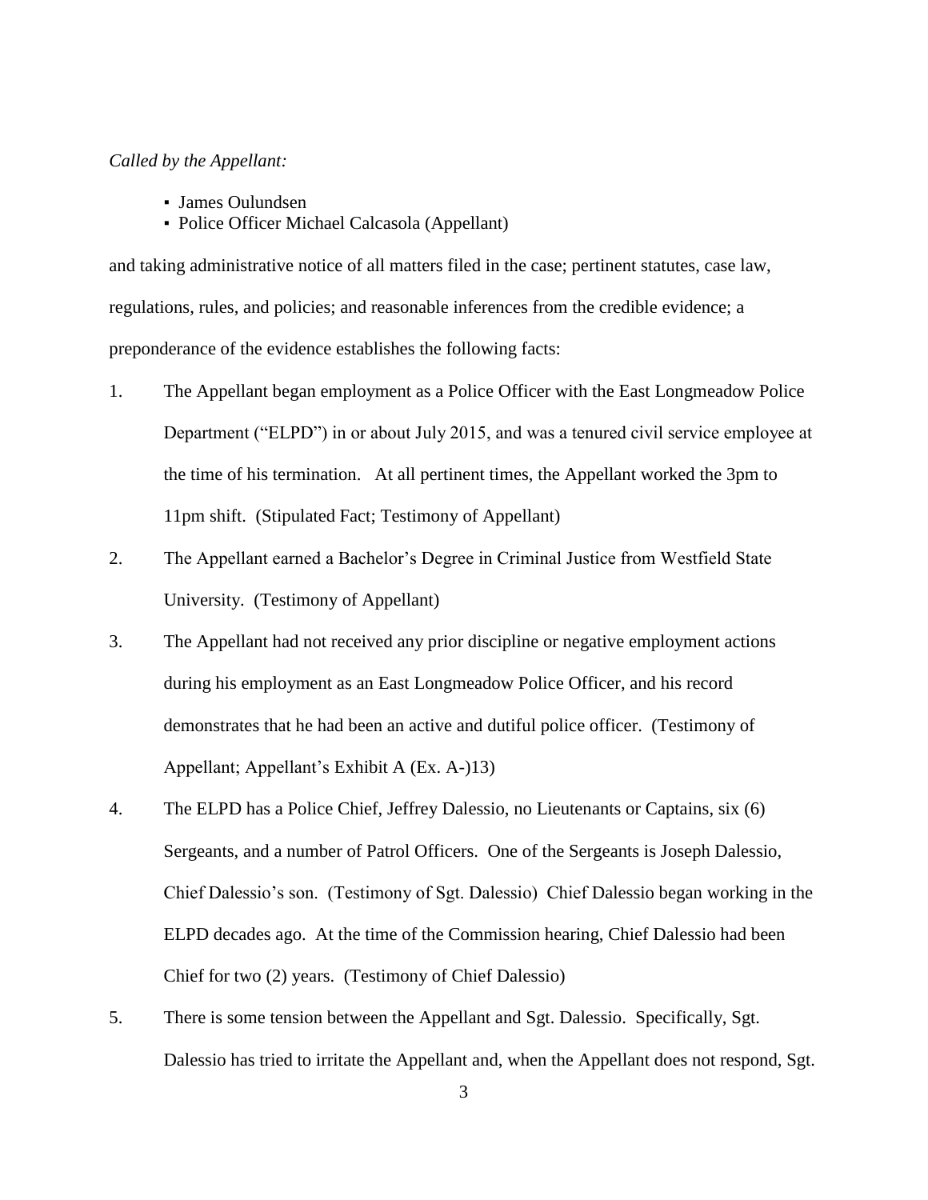*Called by the Appellant:*

- James Oulundsen
- Police Officer Michael Calcasola (Appellant)

and taking administrative notice of all matters filed in the case; pertinent statutes, case law, regulations, rules, and policies; and reasonable inferences from the credible evidence; a preponderance of the evidence establishes the following facts:

1. The Appellant began employment as a Police Officer with the East Longmeadow Police Department ("ELPD") in or about July 2015, and was a tenured civil service employee at the time of his termination. At all pertinent times, the Appellant worked the 3pm to 11pm shift. (Stipulated Fact; Testimony of Appellant)

2. The Appellant earned a Bachelor's Degree in Criminal Justice from Westfield State University. (Testimony of Appellant)

3. The Appellant had not received any prior discipline or negative employment actions during his employment as an East Longmeadow Police Officer, and his record demonstrates that he had been an active and dutiful police officer. (Testimony of Appellant; Appellant's Exhibit A (Ex. A-)13)

4. The ELPD has a Police Chief, Jeffrey Dalessio, no Lieutenants or Captains, six (6) Sergeants, and a number of Patrol Officers. One of the Sergeants is Joseph Dalessio, Chief Dalessio's son. (Testimony of Sgt. Dalessio) Chief Dalessio began working in the ELPD decades ago. At the time of the Commission hearing, Chief Dalessio had been Chief for two (2) years. (Testimony of Chief Dalessio)

5. There is some tension between the Appellant and Sgt. Dalessio. Specifically, Sgt. Dalessio has tried to irritate the Appellant and, when the Appellant does not respond, Sgt.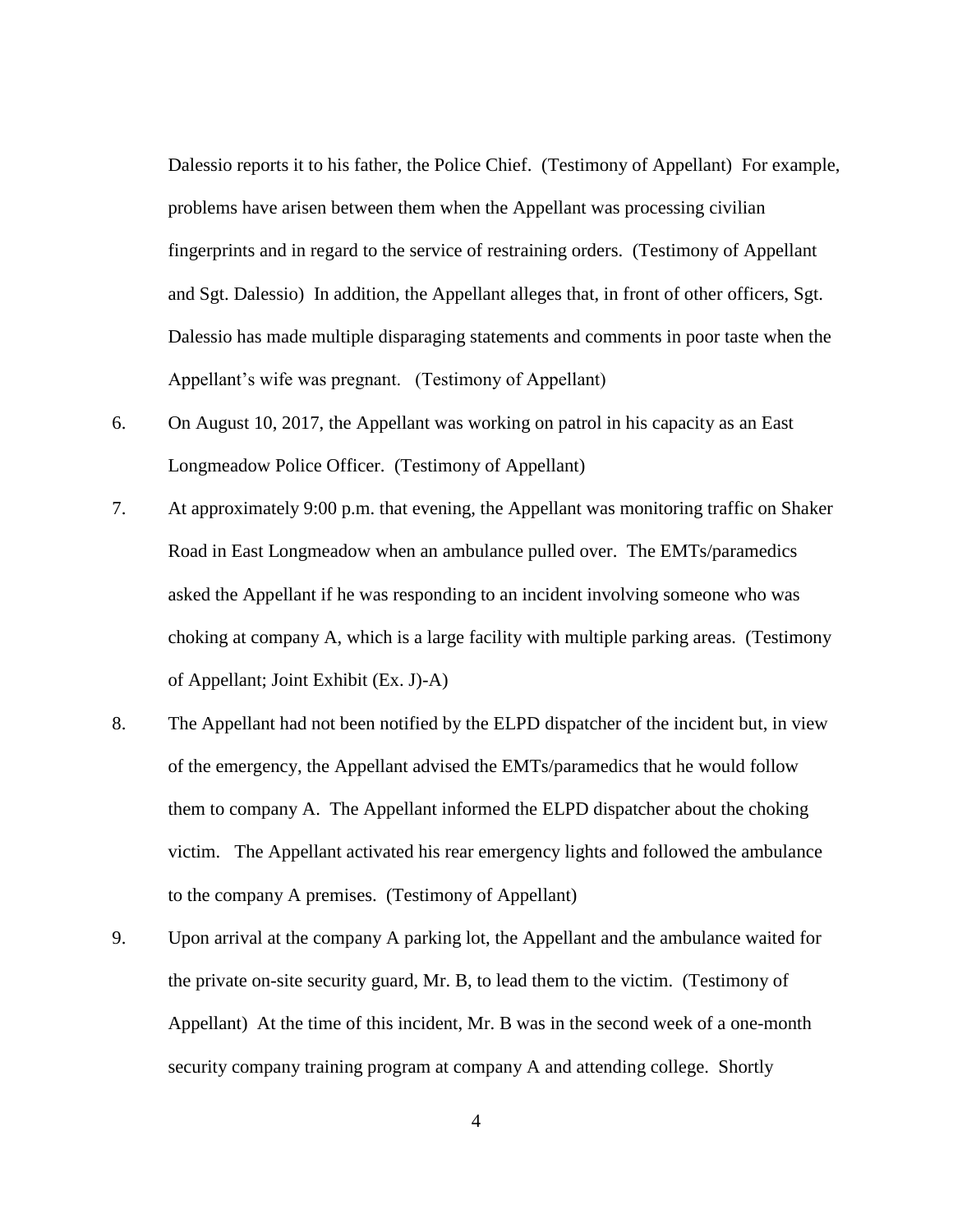Dalessio reports it to his father, the Police Chief. (Testimony of Appellant) For example, problems have arisen between them when the Appellant was processing civilian fingerprints and in regard to the service of restraining orders. (Testimony of Appellant and Sgt. Dalessio) In addition, the Appellant alleges that, in front of other officers, Sgt. Dalessio has made multiple disparaging statements and comments in poor taste when the Appellant's wife was pregnant. (Testimony of Appellant)

6. On August 10, 2017, the Appellant was working on patrol in his capacity as an East Longmeadow Police Officer. (Testimony of Appellant)

7. At approximately 9:00 p.m. that evening, the Appellant was monitoring traffic on Shaker Road in East Longmeadow when an ambulance pulled over. The EMTs/paramedics asked the Appellant if he was responding to an incident involving someone who was choking at company A, which is a large facility with multiple parking areas. (Testimony of Appellant; Joint Exhibit (Ex. J)-A)

8. The Appellant had not been notified by the ELPD dispatcher of the incident but, in view of the emergency, the Appellant advised the EMTs/paramedics that he would follow them to company A. The Appellant informed the ELPD dispatcher about the choking victim. The Appellant activated his rear emergency lights and followed the ambulance to the company A premises. (Testimony of Appellant)

9. Upon arrival at the company A parking lot, the Appellant and the ambulance waited for the private on-site security guard, Mr. B, to lead them to the victim. (Testimony of Appellant) At the time of this incident, Mr. B was in the second week of a one-month security company training program at company A and attending college. Shortly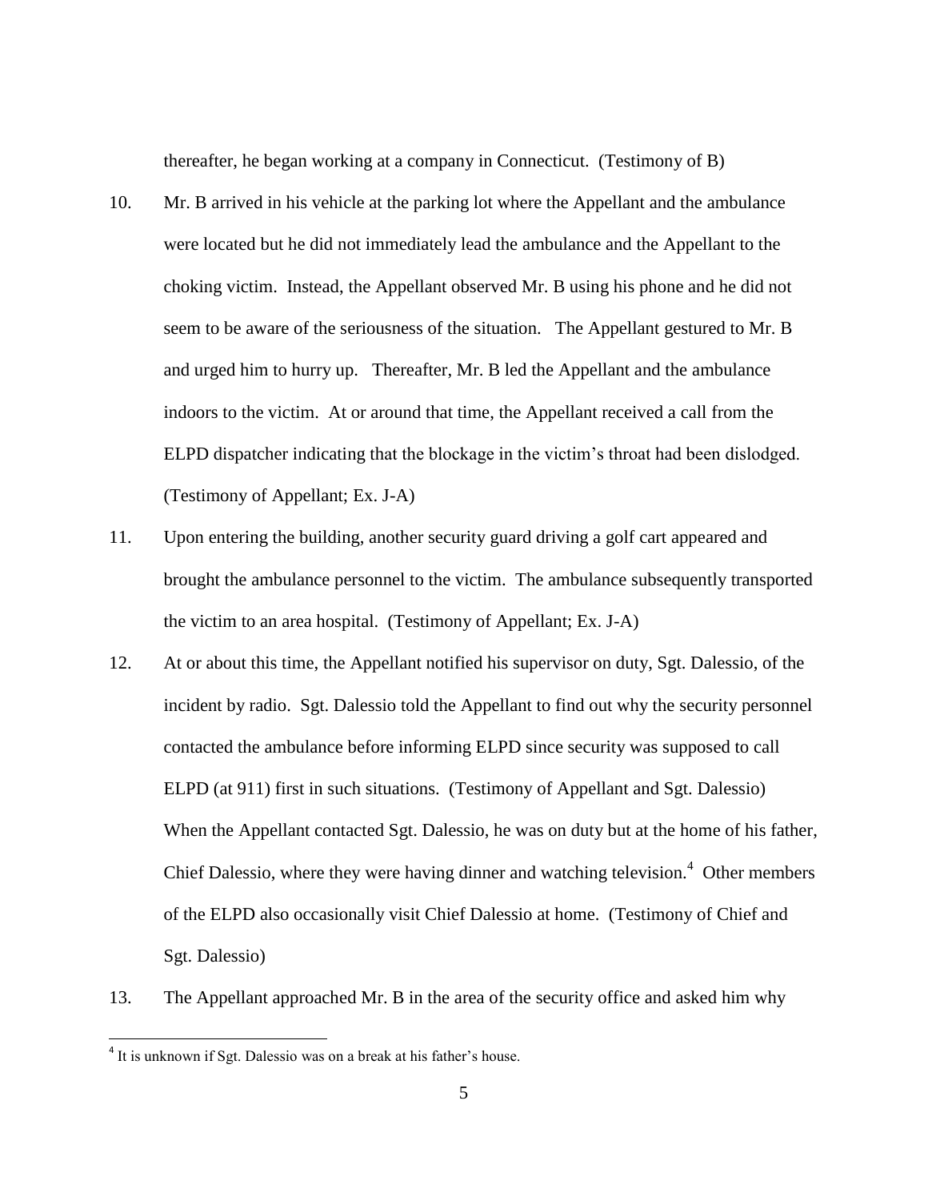thereafter, he began working at a company in Connecticut. (Testimony of B)

10. Mr. B arrived in his vehicle at the parking lot where the Appellant and the ambulance were located but he did not immediately lead the ambulance and the Appellant to the choking victim. Instead, the Appellant observed Mr. B using his phone and he did not seem to be aware of the seriousness of the situation. The Appellant gestured to Mr. B and urged him to hurry up. Thereafter, Mr. B led the Appellant and the ambulance indoors to the victim. At or around that time, the Appellant received a call from the ELPD dispatcher indicating that the blockage in the victim's throat had been dislodged. (Testimony of Appellant; Ex. J-A)

11. Upon entering the building, another security guard driving a golf cart appeared and brought the ambulance personnel to the victim. The ambulance subsequently transported the victim to an area hospital. (Testimony of Appellant; Ex. J-A)

12. At or about this time, the Appellant notified his supervisor on duty, Sgt. Dalessio, of the incident by radio. Sgt. Dalessio told the Appellant to find out why the security personnel contacted the ambulance before informing ELPD since security was supposed to call ELPD (at 911) first in such situations. (Testimony of Appellant and Sgt. Dalessio) When the Appellant contacted Sgt. Dalessio, he was on duty but at the home of his father, Chief Dalessio, where they were having dinner and watching television.[4] Other members of the ELPD also occasionally visit Chief Dalessio at home. (Testimony of Chief and Sgt. Dalessio)

13. The Appellant approached Mr. B in the area of the security office and asked him why

[4] It is unknown if Sgt. Dalessio was on a break at his father's house.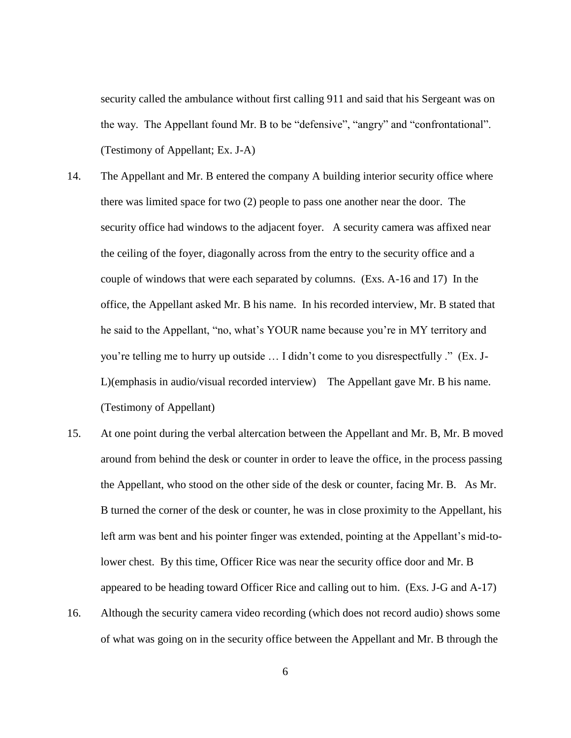security called the ambulance without first calling 911 and said that his Sergeant was on the way. The Appellant found Mr. B to be "defensive", "angry" and "confrontational". (Testimony of Appellant; Ex. J-A)

14. The Appellant and Mr. B entered the company A building interior security office where there was limited space for two (2) people to pass one another near the door. The security office had windows to the adjacent foyer. A security camera was affixed near the ceiling of the foyer, diagonally across from the entry to the security office and a couple of windows that were each separated by columns. (Exs. A-16 and 17) In the office, the Appellant asked Mr. B his name. In his recorded interview, Mr. B stated that he said to the Appellant, "no, what's YOUR name because you're in MY territory and you're telling me to hurry up outside … I didn't come to you disrespectfully ." (Ex. J-L)(emphasis in audio/visual recorded interview) The Appellant gave Mr. B his name. (Testimony of Appellant)

15. At one point during the verbal altercation between the Appellant and Mr. B, Mr. B moved around from behind the desk or counter in order to leave the office, in the process passing the Appellant, who stood on the other side of the desk or counter, facing Mr. B. As Mr. B turned the corner of the desk or counter, he was in close proximity to the Appellant, his left arm was bent and his pointer finger was extended, pointing at the Appellant's mid-to-lower chest. By this time, Officer Rice was near the security office door and Mr. B appeared to be heading toward Officer Rice and calling out to him. (Exs. J-G and A-17)

16. Although the security camera video recording (which does not record audio) shows some of what was going on in the security office between the Appellant and Mr. B through the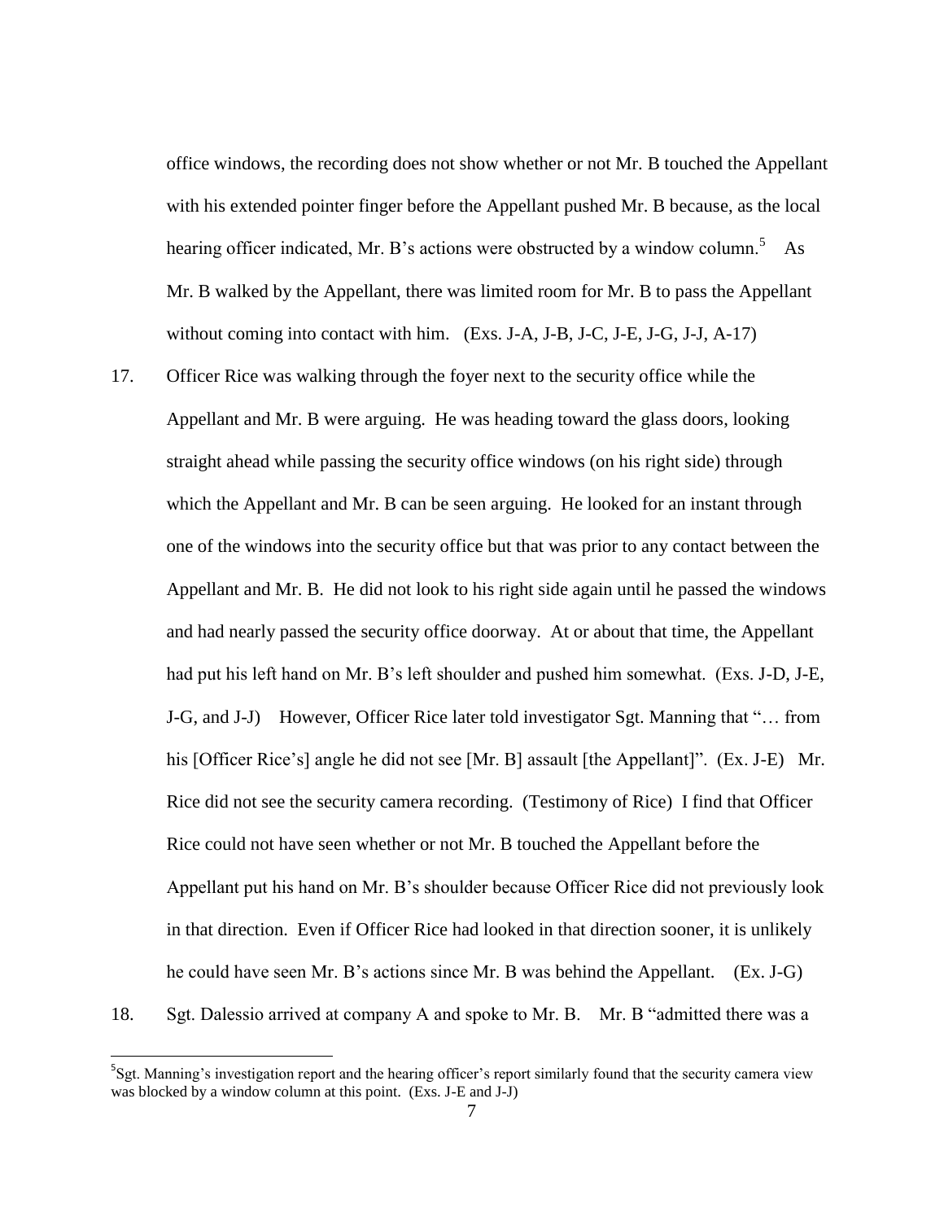office windows, the recording does not show whether or not Mr. B touched the Appellant with his extended pointer finger before the Appellant pushed Mr. B because, as the local hearing officer indicated, Mr. B's actions were obstructed by a window column.[5] As Mr. B walked by the Appellant, there was limited room for Mr. B to pass the Appellant without coming into contact with him. (Exs. J-A, J-B, J-C, J-E, J-G, J-J, A-17)

17. Officer Rice was walking through the foyer next to the security office while the Appellant and Mr. B were arguing. He was heading toward the glass doors, looking straight ahead while passing the security office windows (on his right side) through which the Appellant and Mr. B can be seen arguing. He looked for an instant through one of the windows into the security office but that was prior to any contact between the Appellant and Mr. B. He did not look to his right side again until he passed the windows and had nearly passed the security office doorway. At or about that time, the Appellant had put his left hand on Mr. B's left shoulder and pushed him somewhat. (Exs. J-D, J-E, J-G, and J-J) However, Officer Rice later told investigator Sgt. Manning that "… from his [Officer Rice's] angle he did not see [Mr. B] assault [the Appellant]". (Ex. J-E) Mr. Rice did not see the security camera recording. (Testimony of Rice) I find that Officer Rice could not have seen whether or not Mr. B touched the Appellant before the Appellant put his hand on Mr. B's shoulder because Officer Rice did not previously look in that direction. Even if Officer Rice had looked in that direction sooner, it is unlikely he could have seen Mr. B's actions since Mr. B was behind the Appellant. (Ex. J-G)

18. Sgt. Dalessio arrived at company A and spoke to Mr. B. Mr. B "admitted there was a

---

[5] Sgt. Manning's investigation report and the hearing officer's report similarly found that the security camera view was blocked by a window column at this point. (Exs. J-E and J-J)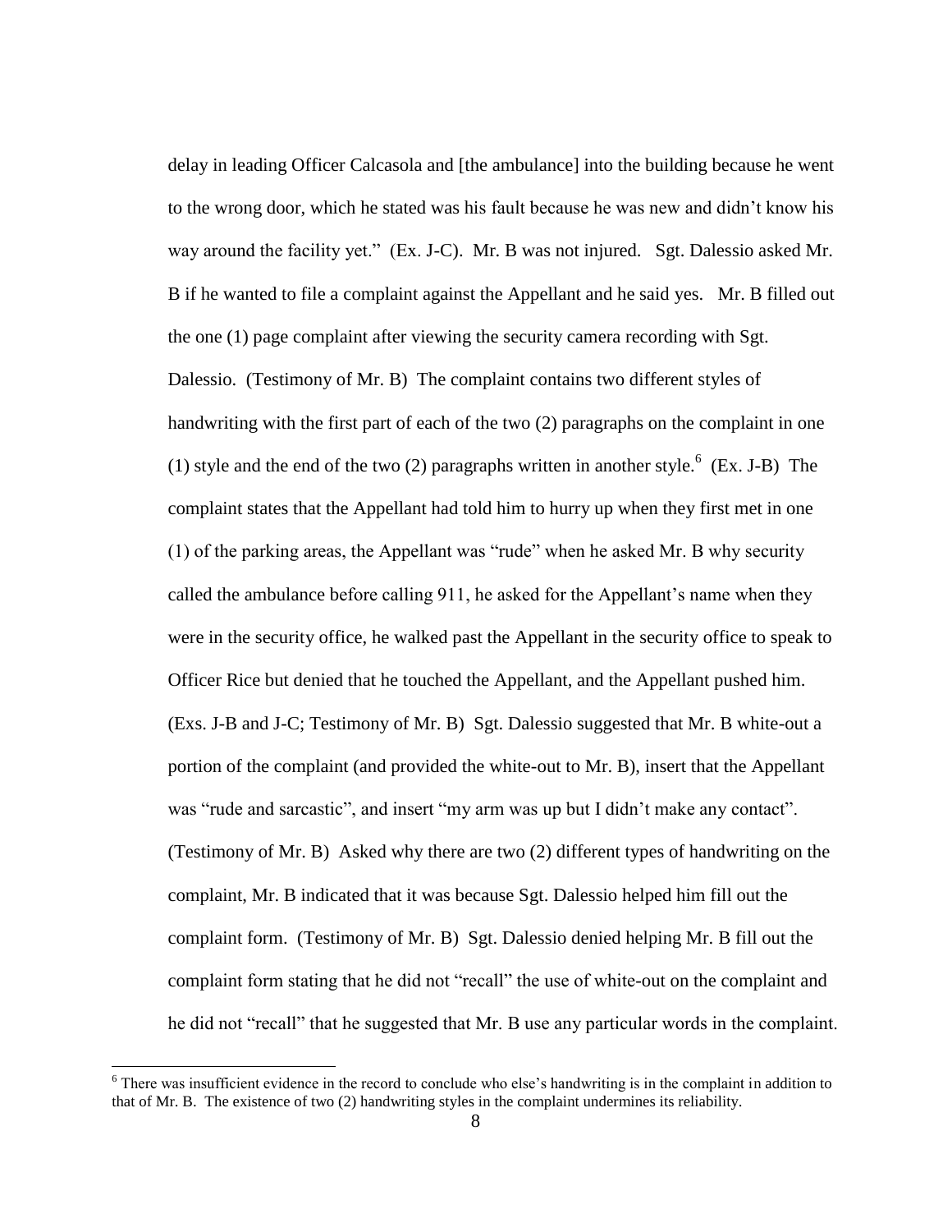delay in leading Officer Calcasola and [the ambulance] into the building because he went to the wrong door, which he stated was his fault because he was new and didn't know his way around the facility yet." (Ex. J-C). Mr. B was not injured. Sgt. Dalessio asked Mr. B if he wanted to file a complaint against the Appellant and he said yes. Mr. B filled out the one (1) page complaint after viewing the security camera recording with Sgt. Dalessio. (Testimony of Mr. B) The complaint contains two different styles of handwriting with the first part of each of the two (2) paragraphs on the complaint in one (1) style and the end of the two (2) paragraphs written in another style.[6] (Ex. J-B) The complaint states that the Appellant had told him to hurry up when they first met in one (1) of the parking areas, the Appellant was "rude" when he asked Mr. B why security called the ambulance before calling 911, he asked for the Appellant's name when they were in the security office, he walked past the Appellant in the security office to speak to Officer Rice but denied that he touched the Appellant, and the Appellant pushed him. (Exs. J-B and J-C; Testimony of Mr. B) Sgt. Dalessio suggested that Mr. B white-out a portion of the complaint (and provided the white-out to Mr. B), insert that the Appellant was "rude and sarcastic", and insert "my arm was up but I didn't make any contact". (Testimony of Mr. B) Asked why there are two (2) different types of handwriting on the complaint, Mr. B indicated that it was because Sgt. Dalessio helped him fill out the complaint form. (Testimony of Mr. B) Sgt. Dalessio denied helping Mr. B fill out the complaint form stating that he did not "recall" the use of white-out on the complaint and he did not "recall" that he suggested that Mr. B use any particular words in the complaint.

[6] There was insufficient evidence in the record to conclude who else's handwriting is in the complaint in addition to that of Mr. B. The existence of two (2) handwriting styles in the complaint undermines its reliability.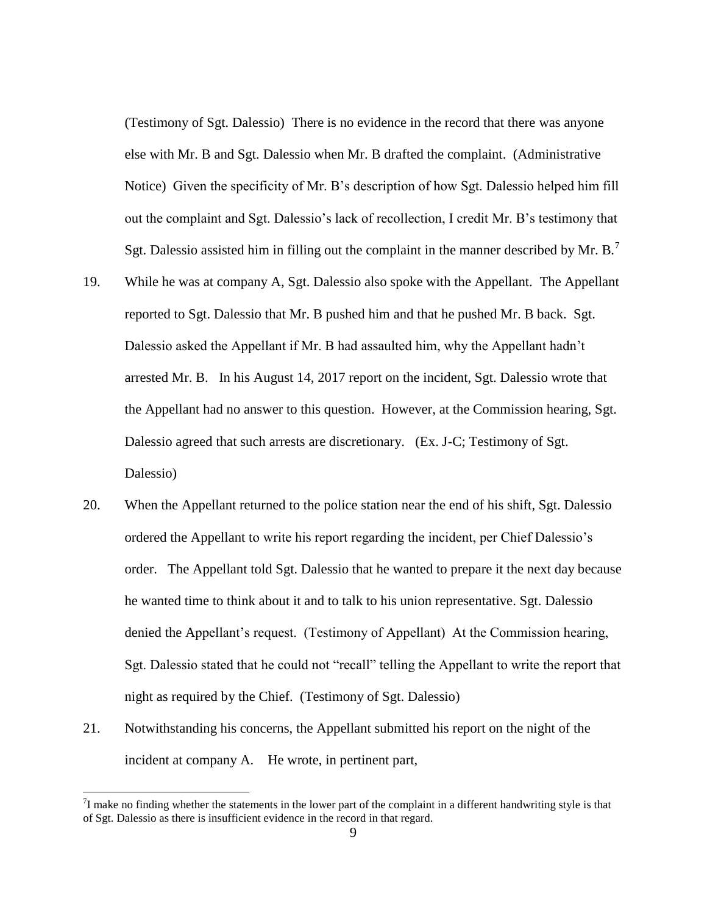(Testimony of Sgt. Dalessio) There is no evidence in the record that there was anyone else with Mr. B and Sgt. Dalessio when Mr. B drafted the complaint. (Administrative Notice) Given the specificity of Mr. B's description of how Sgt. Dalessio helped him fill out the complaint and Sgt. Dalessio's lack of recollection, I credit Mr. B's testimony that Sgt. Dalessio assisted him in filling out the complaint in the manner described by Mr. B.[7]

19. While he was at company A, Sgt. Dalessio also spoke with the Appellant. The Appellant reported to Sgt. Dalessio that Mr. B pushed him and that he pushed Mr. B back. Sgt. Dalessio asked the Appellant if Mr. B had assaulted him, why the Appellant hadn't arrested Mr. B. In his August 14, 2017 report on the incident, Sgt. Dalessio wrote that the Appellant had no answer to this question. However, at the Commission hearing, Sgt. Dalessio agreed that such arrests are discretionary. (Ex. J-C; Testimony of Sgt. Dalessio)

20. When the Appellant returned to the police station near the end of his shift, Sgt. Dalessio ordered the Appellant to write his report regarding the incident, per Chief Dalessio's order. The Appellant told Sgt. Dalessio that he wanted to prepare it the next day because he wanted time to think about it and to talk to his union representative. Sgt. Dalessio denied the Appellant's request. (Testimony of Appellant) At the Commission hearing, Sgt. Dalessio stated that he could not "recall" telling the Appellant to write the report that night as required by the Chief. (Testimony of Sgt. Dalessio)

21. Notwithstanding his concerns, the Appellant submitted his report on the night of the incident at company A. He wrote, in pertinent part,

[7] I make no finding whether the statements in the lower part of the complaint in a different handwriting style is that of Sgt. Dalessio as there is insufficient evidence in the record in that regard.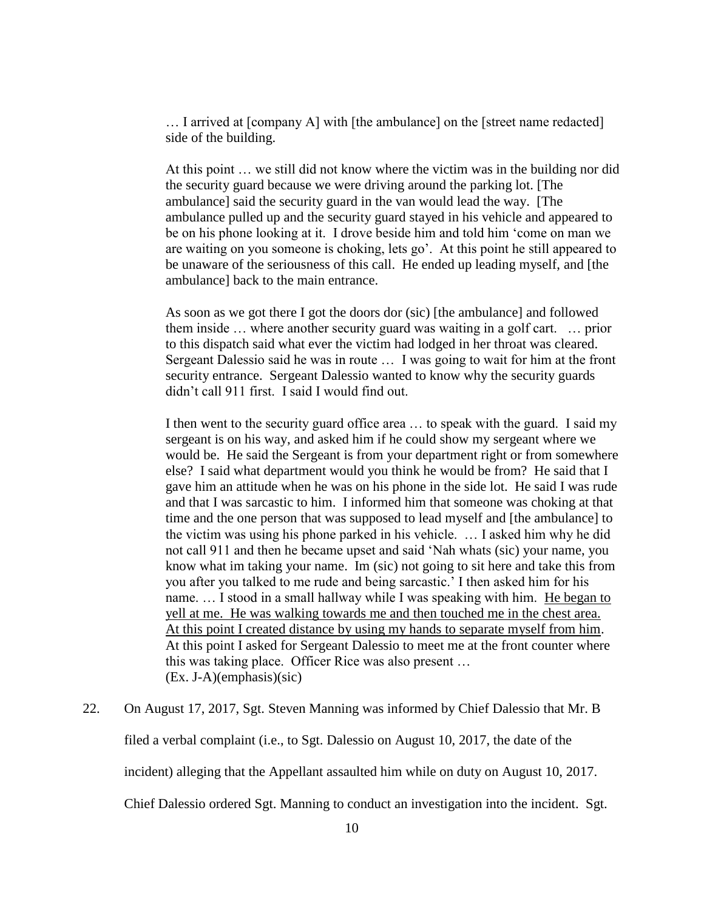> … I arrived at [company A] with [the ambulance] on the [street name redacted] side of the building.
>
> At this point … we still did not know where the victim was in the building nor did the security guard because we were driving around the parking lot. [The ambulance] said the security guard in the van would lead the way. [The ambulance pulled up and the security guard stayed in his vehicle and appeared to be on his phone looking at it. I drove beside him and told him 'come on man we are waiting on you someone is choking, lets go'. At this point he still appeared to be unaware of the seriousness of this call. He ended up leading myself, and [the ambulance] back to the main entrance.
>
> As soon as we got there I got the doors dor (sic) [the ambulance] and followed them inside … where another security guard was waiting in a golf cart. … prior to this dispatch said what ever the victim had lodged in her throat was cleared. Sergeant Dalessio said he was in route … I was going to wait for him at the front security entrance. Sergeant Dalessio wanted to know why the security guards didn't call 911 first. I said I would find out.
>
> I then went to the security guard office area … to speak with the guard. I said my sergeant is on his way, and asked him if he could show my sergeant where we would be. He said the Sergeant is from your department right or from somewhere else? I said what department would you think he would be from? He said that I gave him an attitude when he was on his phone in the side lot. He said I was rude and that I was sarcastic to him. I informed him that someone was choking at that time and the one person that was supposed to lead myself and [the ambulance] to the victim was using his phone parked in his vehicle. … I asked him why he did not call 911 and then he became upset and said 'Nah whats (sic) your name, you know what im taking your name. Im (sic) not going to sit here and take this from you after you talked to me rude and being sarcastic.' I then asked him for his name. … I stood in a small hallway while I was speaking with him. <u>He began to yell at me. He was walking towards me and then touched me in the chest area. At this point I created distance by using my hands to separate myself from him</u>. At this point I asked for Sergeant Dalessio to meet me at the front counter where this was taking place. Officer Rice was also present …
> (Ex. J-A)(emphasis)(sic)

22. On August 17, 2017, Sgt. Steven Manning was informed by Chief Dalessio that Mr. B filed a verbal complaint (i.e., to Sgt. Dalessio on August 10, 2017, the date of the incident) alleging that the Appellant assaulted him while on duty on August 10, 2017. Chief Dalessio ordered Sgt. Manning to conduct an investigation into the incident. Sgt.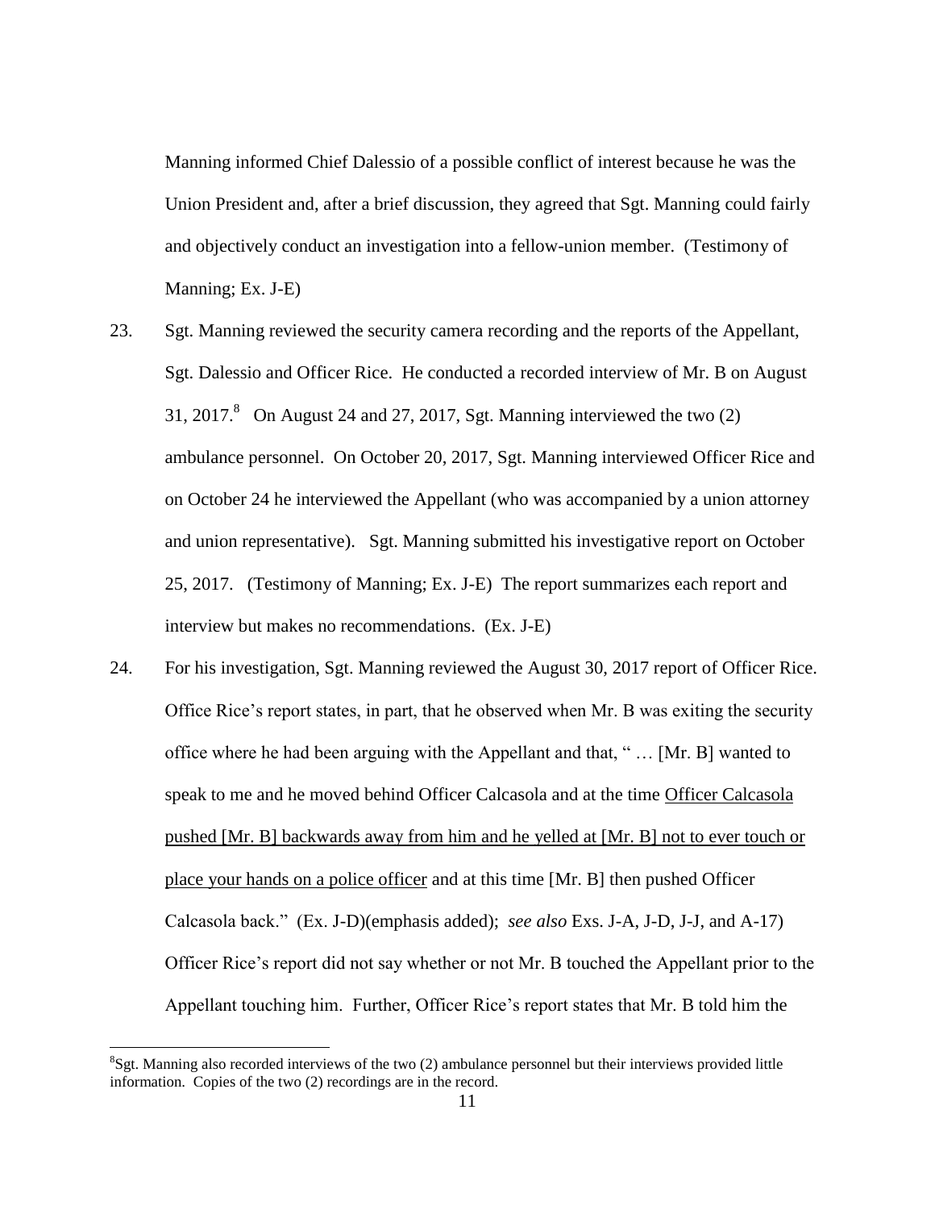Manning informed Chief Dalessio of a possible conflict of interest because he was the Union President and, after a brief discussion, they agreed that Sgt. Manning could fairly and objectively conduct an investigation into a fellow-union member. (Testimony of Manning; Ex. J-E)

23. Sgt. Manning reviewed the security camera recording and the reports of the Appellant, Sgt. Dalessio and Officer Rice. He conducted a recorded interview of Mr. B on August 31, 2017.[8] On August 24 and 27, 2017, Sgt. Manning interviewed the two (2) ambulance personnel. On October 20, 2017, Sgt. Manning interviewed Officer Rice and on October 24 he interviewed the Appellant (who was accompanied by a union attorney and union representative). Sgt. Manning submitted his investigative report on October 25, 2017. (Testimony of Manning; Ex. J-E) The report summarizes each report and interview but makes no recommendations. (Ex. J-E)

24. For his investigation, Sgt. Manning reviewed the August 30, 2017 report of Officer Rice. Office Rice's report states, in part, that he observed when Mr. B was exiting the security office where he had been arguing with the Appellant and that, " … [Mr. B] wanted to speak to me and he moved behind Officer Calcasola and at the time <u>Officer Calcasola pushed [Mr. B] backwards away from him and he yelled at [Mr. B] not to ever touch or place your hands on a police officer</u> and at this time [Mr. B] then pushed Officer Calcasola back." (Ex. J-D)(emphasis added); *see also* Exs. J-A, J-D, J-J, and A-17) Officer Rice's report did not say whether or not Mr. B touched the Appellant prior to the Appellant touching him. Further, Officer Rice's report states that Mr. B told him the

[8] Sgt. Manning also recorded interviews of the two (2) ambulance personnel but their interviews provided little information. Copies of the two (2) recordings are in the record.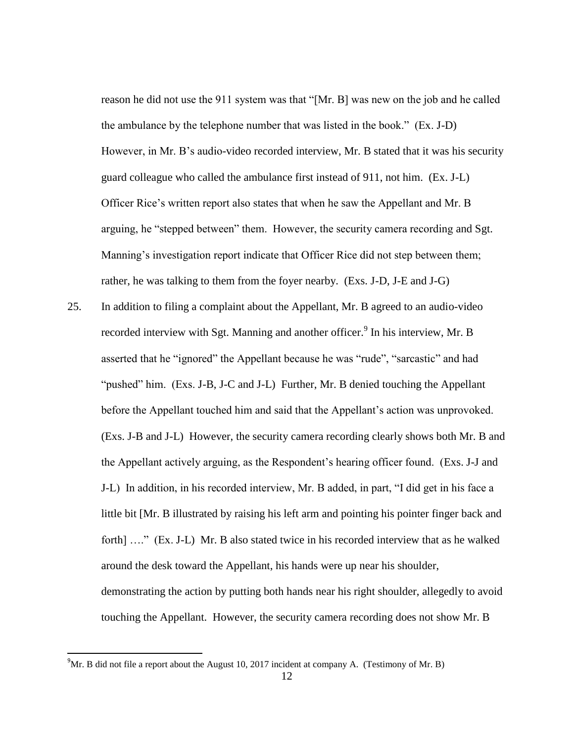reason he did not use the 911 system was that "[Mr. B] was new on the job and he called the ambulance by the telephone number that was listed in the book." (Ex. J-D) However, in Mr. B's audio-video recorded interview, Mr. B stated that it was his security guard colleague who called the ambulance first instead of 911, not him. (Ex. J-L) Officer Rice's written report also states that when he saw the Appellant and Mr. B arguing, he "stepped between" them. However, the security camera recording and Sgt. Manning's investigation report indicate that Officer Rice did not step between them; rather, he was talking to them from the foyer nearby. (Exs. J-D, J-E and J-G)

25. In addition to filing a complaint about the Appellant, Mr. B agreed to an audio-video recorded interview with Sgt. Manning and another officer.[9] In his interview, Mr. B asserted that he "ignored" the Appellant because he was "rude", "sarcastic" and had "pushed" him. (Exs. J-B, J-C and J-L) Further, Mr. B denied touching the Appellant before the Appellant touched him and said that the Appellant's action was unprovoked. (Exs. J-B and J-L) However, the security camera recording clearly shows both Mr. B and the Appellant actively arguing, as the Respondent's hearing officer found. (Exs. J-J and J-L) In addition, in his recorded interview, Mr. B added, in part, "I did get in his face a little bit [Mr. B illustrated by raising his left arm and pointing his pointer finger back and forth] …." (Ex. J-L) Mr. B also stated twice in his recorded interview that as he walked around the desk toward the Appellant, his hands were up near his shoulder, demonstrating the action by putting both hands near his right shoulder, allegedly to avoid touching the Appellant. However, the security camera recording does not show Mr. B

[9] Mr. B did not file a report about the August 10, 2017 incident at company A. (Testimony of Mr. B)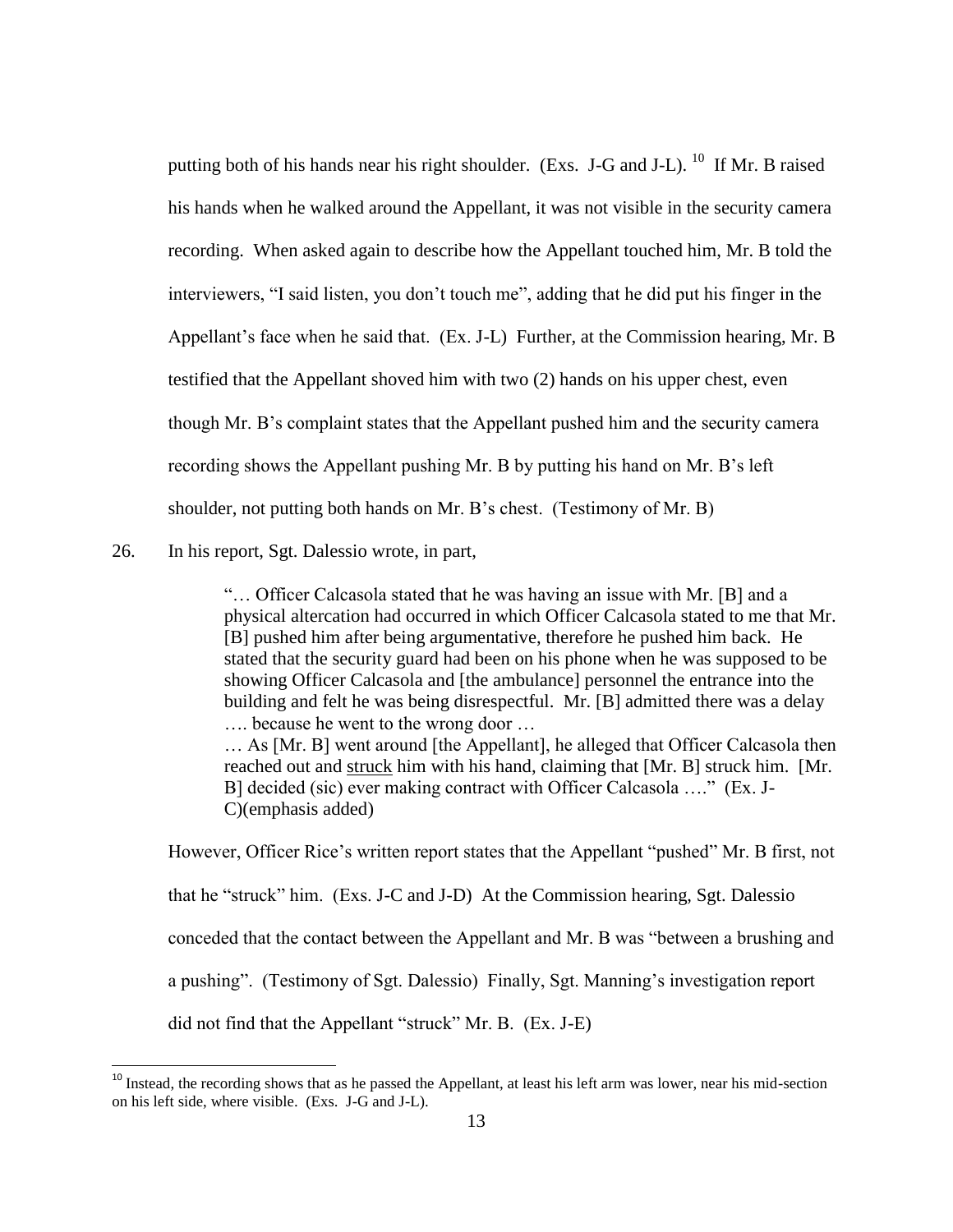putting both of his hands near his right shoulder. (Exs. J-G and J-L). [10] If Mr. B raised his hands when he walked around the Appellant, it was not visible in the security camera recording. When asked again to describe how the Appellant touched him, Mr. B told the interviewers, "I said listen, you don't touch me", adding that he did put his finger in the Appellant's face when he said that. (Ex. J-L) Further, at the Commission hearing, Mr. B testified that the Appellant shoved him with two (2) hands on his upper chest, even though Mr. B's complaint states that the Appellant pushed him and the security camera recording shows the Appellant pushing Mr. B by putting his hand on Mr. B's left shoulder, not putting both hands on Mr. B's chest. (Testimony of Mr. B)

26. In his report, Sgt. Dalessio wrote, in part,

> "… Officer Calcasola stated that he was having an issue with Mr. [B] and a physical altercation had occurred in which Officer Calcasola stated to me that Mr. [B] pushed him after being argumentative, therefore he pushed him back. He stated that the security guard had been on his phone when he was supposed to be showing Officer Calcasola and [the ambulance] personnel the entrance into the building and felt he was being disrespectful. Mr. [B] admitted there was a delay …. because he went to the wrong door …
>
> … As [Mr. B] went around [the Appellant], he alleged that Officer Calcasola then reached out and <u>struck</u> him with his hand, claiming that [Mr. B] struck him. [Mr. B] decided (sic) ever making contract with Officer Calcasola …." (Ex. J-C)(emphasis added)

However, Officer Rice's written report states that the Appellant "pushed" Mr. B first, not that he "struck" him. (Exs. J-C and J-D) At the Commission hearing, Sgt. Dalessio conceded that the contact between the Appellant and Mr. B was "between a brushing and a pushing". (Testimony of Sgt. Dalessio) Finally, Sgt. Manning's investigation report did not find that the Appellant "struck" Mr. B. (Ex. J-E)

---

[10] Instead, the recording shows that as he passed the Appellant, at least his left arm was lower, near his mid-section on his left side, where visible. (Exs. J-G and J-L).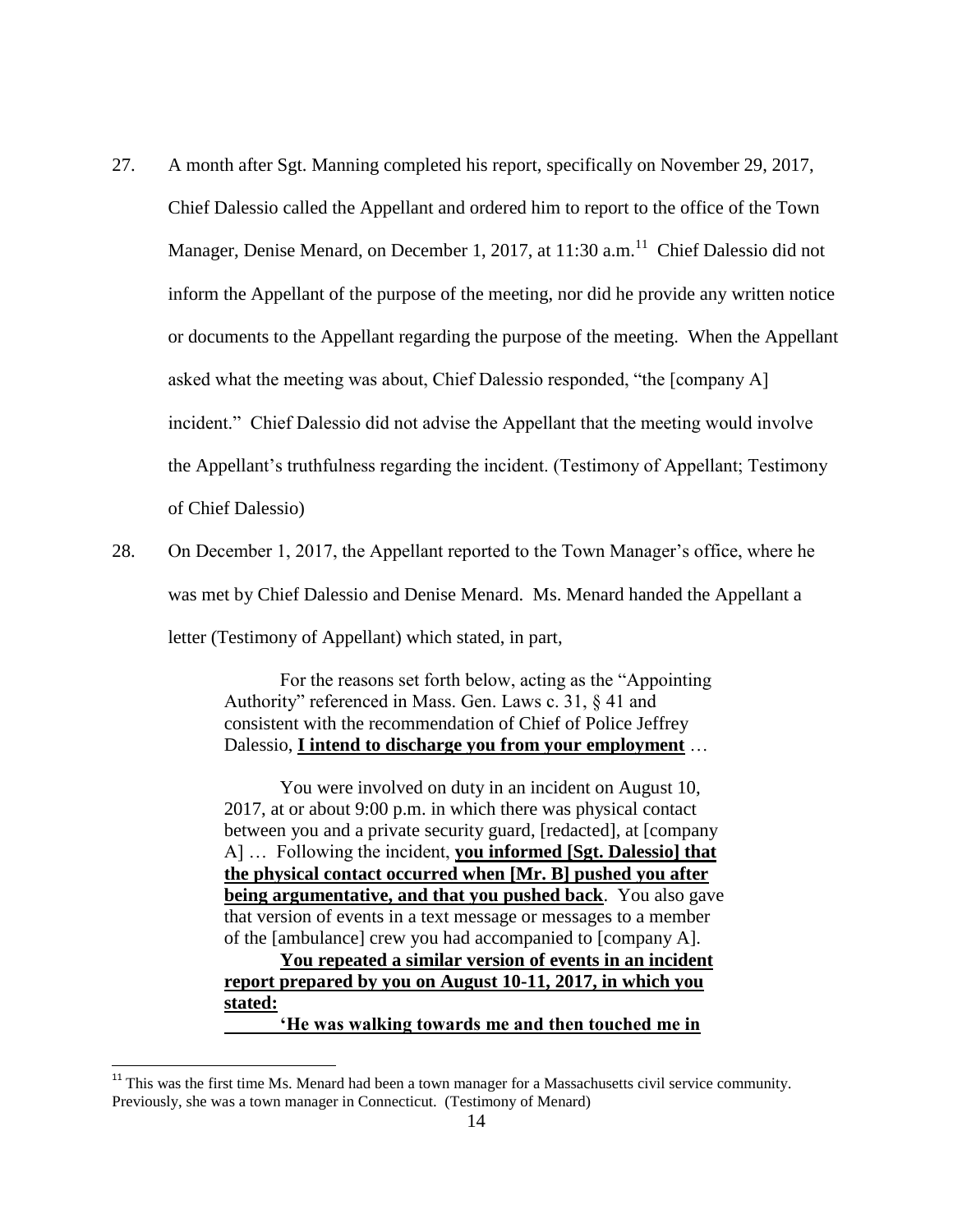27. A month after Sgt. Manning completed his report, specifically on November 29, 2017, Chief Dalessio called the Appellant and ordered him to report to the office of the Town Manager, Denise Menard, on December 1, 2017, at 11:30 a.m.[11] Chief Dalessio did not inform the Appellant of the purpose of the meeting, nor did he provide any written notice or documents to the Appellant regarding the purpose of the meeting. When the Appellant asked what the meeting was about, Chief Dalessio responded, "the [company A] incident." Chief Dalessio did not advise the Appellant that the meeting would involve the Appellant's truthfulness regarding the incident. (Testimony of Appellant; Testimony of Chief Dalessio)

28. On December 1, 2017, the Appellant reported to the Town Manager's office, where he was met by Chief Dalessio and Denise Menard. Ms. Menard handed the Appellant a letter (Testimony of Appellant) which stated, in part,

> For the reasons set forth below, acting as the "Appointing Authority" referenced in Mass. Gen. Laws c. 31, § 41 and consistent with the recommendation of Chief of Police Jeffrey Dalessio, **I intend to discharge you from your employment** …
>
> You were involved on duty in an incident on August 10, 2017, at or about 9:00 p.m. in which there was physical contact between you and a private security guard, [redacted], at [company A] … Following the incident, **you informed [Sgt. Dalessio] that the physical contact occurred when [Mr. B] pushed you after being argumentative, and that you pushed back**. You also gave that version of events in a text message or messages to a member of the [ambulance] crew you had accompanied to [company A].
>
> **You repeated a similar version of events in an incident report prepared by you on August 10-11, 2017, in which you stated:**
>
> **'He was walking towards me and then touched me in**

[11] This was the first time Ms. Menard had been a town manager for a Massachusetts civil service community. Previously, she was a town manager in Connecticut. (Testimony of Menard)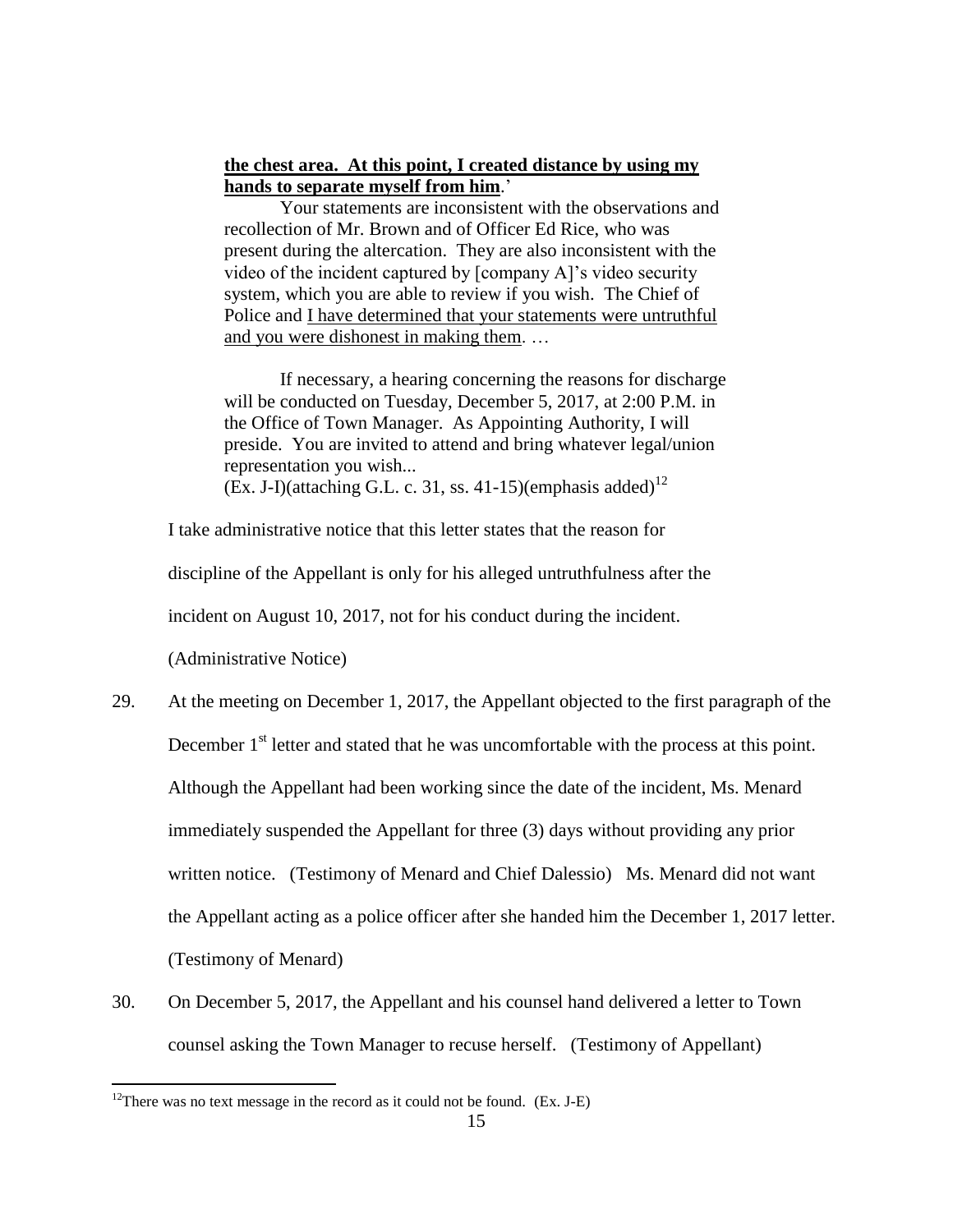> **<u>the chest area. At this point, I created distance by using my hands to separate myself from him</u>**.'
>
> Your statements are inconsistent with the observations and recollection of Mr. Brown and of Officer Ed Rice, who was present during the altercation. They are also inconsistent with the video of the incident captured by [company A]'s video security system, which you are able to review if you wish. The Chief of Police and <u>I have determined that your statements were untruthful and you were dishonest in making them</u>. …
>
> If necessary, a hearing concerning the reasons for discharge will be conducted on Tuesday, December 5, 2017, at 2:00 P.M. in the Office of Town Manager. As Appointing Authority, I will preside. You are invited to attend and bring whatever legal/union representation you wish...
> (Ex. J-I)(attaching G.L. c. 31, ss. 41-15)(emphasis added)[12]

I take administrative notice that this letter states that the reason for discipline of the Appellant is only for his alleged untruthfulness after the incident on August 10, 2017, not for his conduct during the incident. (Administrative Notice)

29. At the meeting on December 1, 2017, the Appellant objected to the first paragraph of the December 1st letter and stated that he was uncomfortable with the process at this point. Although the Appellant had been working since the date of the incident, Ms. Menard immediately suspended the Appellant for three (3) days without providing any prior written notice. (Testimony of Menard and Chief Dalessio) Ms. Menard did not want the Appellant acting as a police officer after she handed him the December 1, 2017 letter. (Testimony of Menard)

30. On December 5, 2017, the Appellant and his counsel hand delivered a letter to Town counsel asking the Town Manager to recuse herself. (Testimony of Appellant)

[12] There was no text message in the record as it could not be found. (Ex. J-E)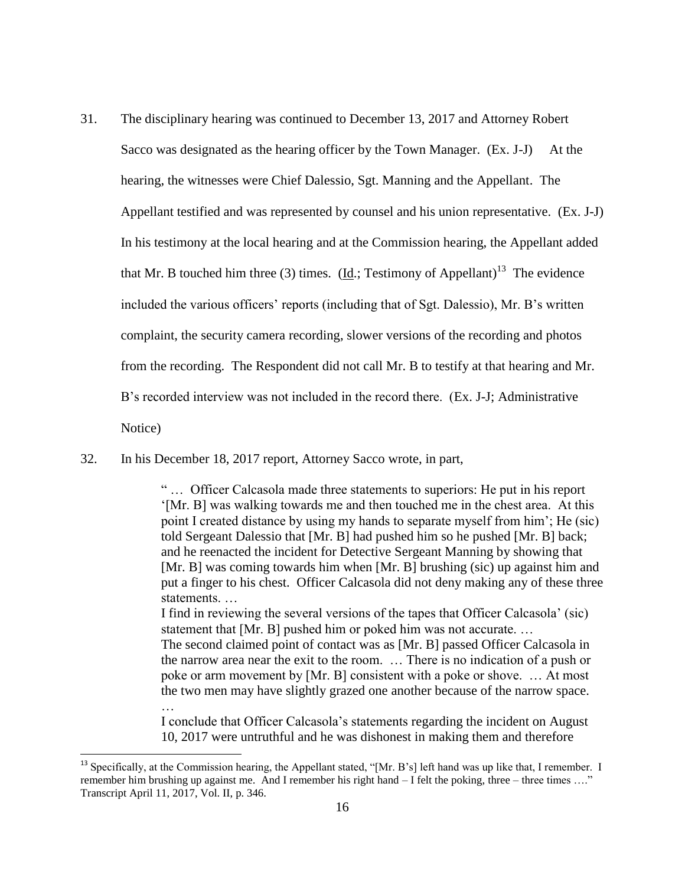31. The disciplinary hearing was continued to December 13, 2017 and Attorney Robert Sacco was designated as the hearing officer by the Town Manager. (Ex. J-J) At the hearing, the witnesses were Chief Dalessio, Sgt. Manning and the Appellant. The Appellant testified and was represented by counsel and his union representative. (Ex. J-J) In his testimony at the local hearing and at the Commission hearing, the Appellant added that Mr. B touched him three (3) times. (Id.; Testimony of Appellant)[13] The evidence included the various officers' reports (including that of Sgt. Dalessio), Mr. B's written complaint, the security camera recording, slower versions of the recording and photos from the recording. The Respondent did not call Mr. B to testify at that hearing and Mr. B's recorded interview was not included in the record there. (Ex. J-J; Administrative Notice)

32. In his December 18, 2017 report, Attorney Sacco wrote, in part,

> " … Officer Calcasola made three statements to superiors: He put in his report '[Mr. B] was walking towards me and then touched me in the chest area. At this point I created distance by using my hands to separate myself from him'; He (sic) told Sergeant Dalessio that [Mr. B] had pushed him so he pushed [Mr. B] back; and he reenacted the incident for Detective Sergeant Manning by showing that [Mr. B] was coming towards him when [Mr. B] brushing (sic) up against him and put a finger to his chest. Officer Calcasola did not deny making any of these three statements. …
>
> I find in reviewing the several versions of the tapes that Officer Calcasola' (sic) statement that [Mr. B] pushed him or poked him was not accurate. …
>
> The second claimed point of contact was as [Mr. B] passed Officer Calcasola in the narrow area near the exit to the room. … There is no indication of a push or poke or arm movement by [Mr. B] consistent with a poke or shove. … At most the two men may have slightly grazed one another because of the narrow space. …
>
> I conclude that Officer Calcasola's statements regarding the incident on August 10, 2017 were untruthful and he was dishonest in making them and therefore

[13] Specifically, at the Commission hearing, the Appellant stated, "[Mr. B's] left hand was up like that, I remember. I remember him brushing up against me. And I remember his right hand – I felt the poking, three – three times …." Transcript April 11, 2017, Vol. II, p. 346.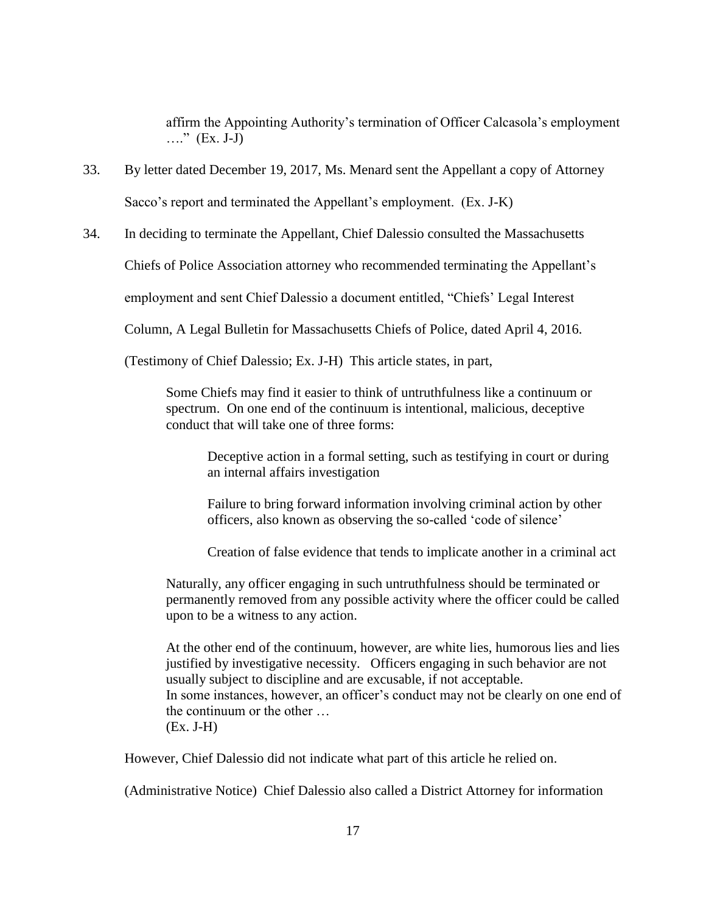> affirm the Appointing Authority's termination of Officer Calcasola's employment …." (Ex. J-J)

33. By letter dated December 19, 2017, Ms. Menard sent the Appellant a copy of Attorney Sacco's report and terminated the Appellant's employment. (Ex. J-K)

34. In deciding to terminate the Appellant, Chief Dalessio consulted the Massachusetts Chiefs of Police Association attorney who recommended terminating the Appellant's employment and sent Chief Dalessio a document entitled, "Chiefs' Legal Interest Column, A Legal Bulletin for Massachusetts Chiefs of Police, dated April 4, 2016. (Testimony of Chief Dalessio; Ex. J-H) This article states, in part,

> Some Chiefs may find it easier to think of untruthfulness like a continuum or spectrum. On one end of the continuum is intentional, malicious, deceptive conduct that will take one of three forms:
>
> > Deceptive action in a formal setting, such as testifying in court or during an internal affairs investigation
> >
> > Failure to bring forward information involving criminal action by other officers, also known as observing the so-called 'code of silence'
> >
> > Creation of false evidence that tends to implicate another in a criminal act
>
> Naturally, any officer engaging in such untruthfulness should be terminated or permanently removed from any possible activity where the officer could be called upon to be a witness to any action.
>
> At the other end of the continuum, however, are white lies, humorous lies and lies justified by investigative necessity. Officers engaging in such behavior are not usually subject to discipline and are excusable, if not acceptable.
> In some instances, however, an officer's conduct may not be clearly on one end of the continuum or the other …
> (Ex. J-H)

However, Chief Dalessio did not indicate what part of this article he relied on. (Administrative Notice) Chief Dalessio also called a District Attorney for information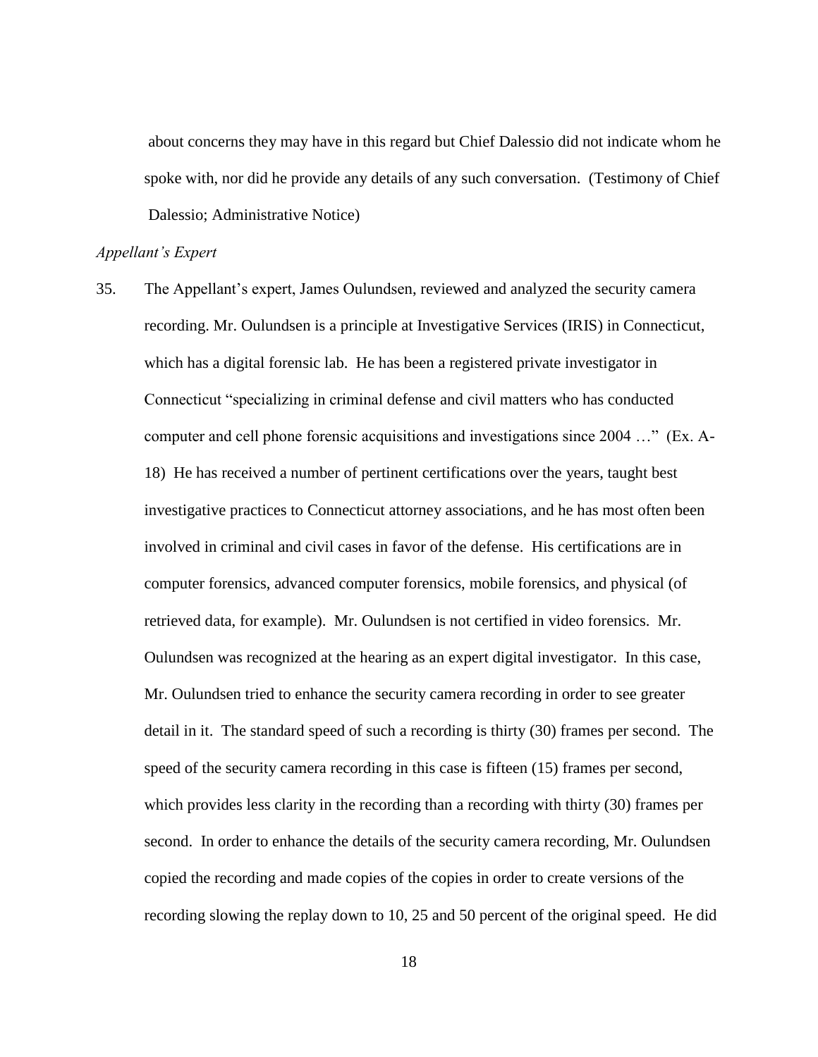about concerns they may have in this regard but Chief Dalessio did not indicate whom he spoke with, nor did he provide any details of any such conversation. (Testimony of Chief Dalessio; Administrative Notice)

*Appellant's Expert*

35. The Appellant's expert, James Oulundsen, reviewed and analyzed the security camera recording. Mr. Oulundsen is a principle at Investigative Services (IRIS) in Connecticut, which has a digital forensic lab. He has been a registered private investigator in Connecticut "specializing in criminal defense and civil matters who has conducted computer and cell phone forensic acquisitions and investigations since 2004 …" (Ex. A-18) He has received a number of pertinent certifications over the years, taught best investigative practices to Connecticut attorney associations, and he has most often been involved in criminal and civil cases in favor of the defense. His certifications are in computer forensics, advanced computer forensics, mobile forensics, and physical (of retrieved data, for example). Mr. Oulundsen is not certified in video forensics. Mr. Oulundsen was recognized at the hearing as an expert digital investigator. In this case, Mr. Oulundsen tried to enhance the security camera recording in order to see greater detail in it. The standard speed of such a recording is thirty (30) frames per second. The speed of the security camera recording in this case is fifteen (15) frames per second, which provides less clarity in the recording than a recording with thirty (30) frames per second. In order to enhance the details of the security camera recording, Mr. Oulundsen copied the recording and made copies of the copies in order to create versions of the recording slowing the replay down to 10, 25 and 50 percent of the original speed. He did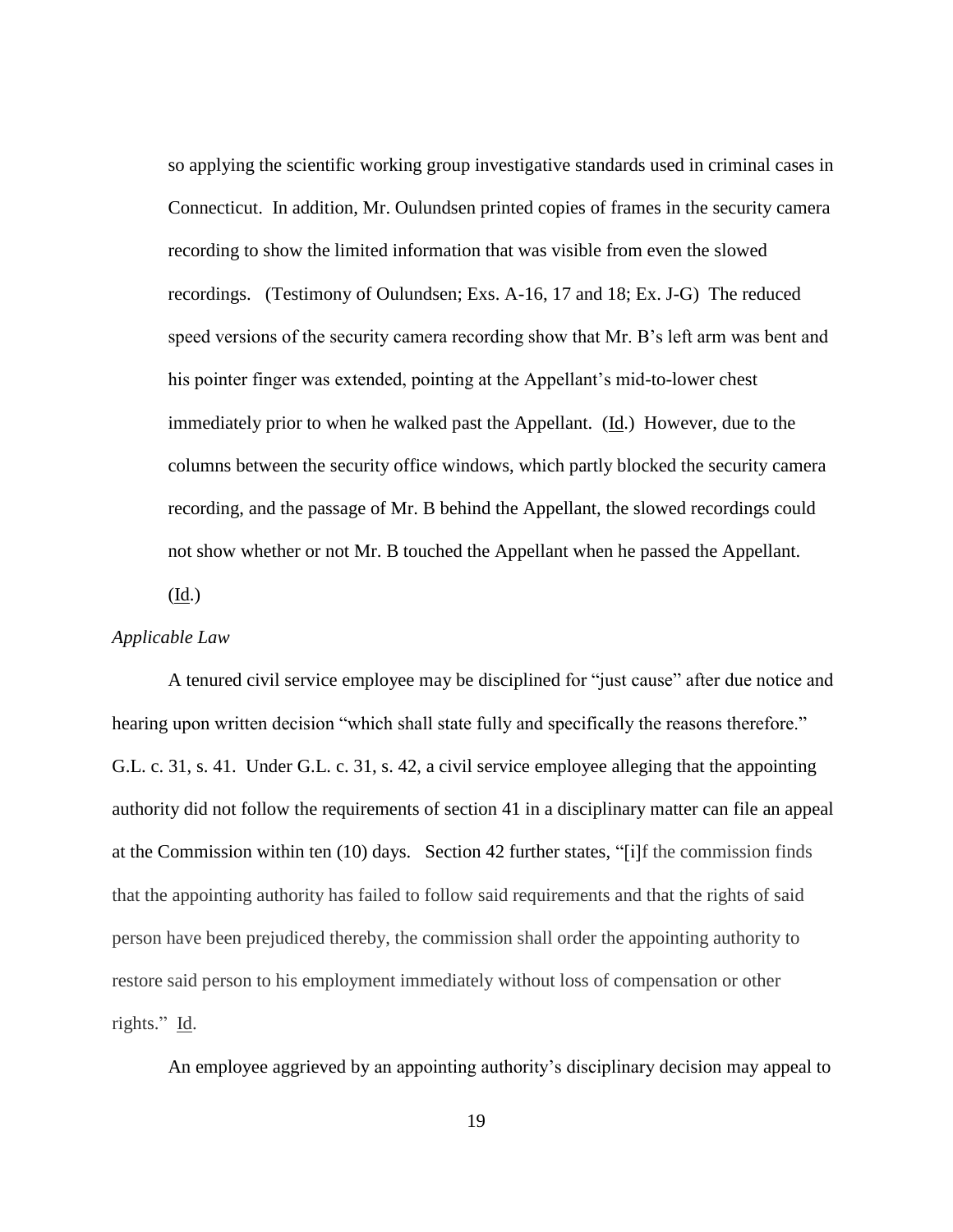so applying the scientific working group investigative standards used in criminal cases in Connecticut. In addition, Mr. Oulundsen printed copies of frames in the security camera recording to show the limited information that was visible from even the slowed recordings. (Testimony of Oulundsen; Exs. A-16, 17 and 18; Ex. J-G) The reduced speed versions of the security camera recording show that Mr. B's left arm was bent and his pointer finger was extended, pointing at the Appellant's mid-to-lower chest immediately prior to when he walked past the Appellant. (Id.) However, due to the columns between the security office windows, which partly blocked the security camera recording, and the passage of Mr. B behind the Appellant, the slowed recordings could not show whether or not Mr. B touched the Appellant when he passed the Appellant. (Id.)

*Applicable Law*

A tenured civil service employee may be disciplined for "just cause" after due notice and hearing upon written decision "which shall state fully and specifically the reasons therefore." G.L. c. 31, s. 41. Under G.L. c. 31, s. 42, a civil service employee alleging that the appointing authority did not follow the requirements of section 41 in a disciplinary matter can file an appeal at the Commission within ten (10) days. Section 42 further states, "[i]f the commission finds that the appointing authority has failed to follow said requirements and that the rights of said person have been prejudiced thereby, the commission shall order the appointing authority to restore said person to his employment immediately without loss of compensation or other rights." Id.

An employee aggrieved by an appointing authority's disciplinary decision may appeal to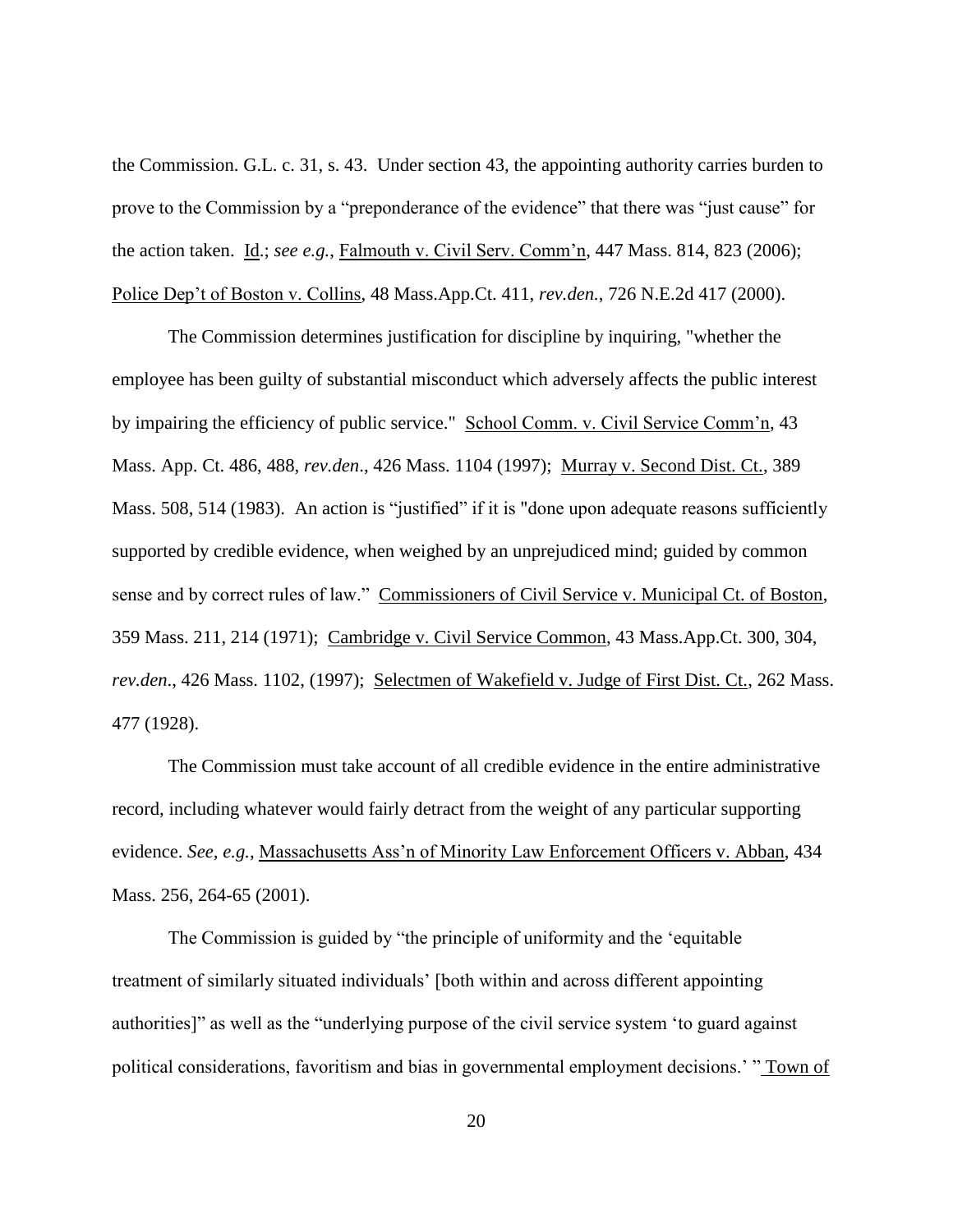the Commission. G.L. c. 31, s. 43. Under section 43, the appointing authority carries burden to prove to the Commission by a "preponderance of the evidence" that there was "just cause" for the action taken. Id.; *see e.g.,* Falmouth v. Civil Serv. Comm'n, 447 Mass. 814, 823 (2006); Police Dep't of Boston v. Collins, 48 Mass.App.Ct. 411, *rev.den.*, 726 N.E.2d 417 (2000).

The Commission determines justification for discipline by inquiring, "whether the employee has been guilty of substantial misconduct which adversely affects the public interest by impairing the efficiency of public service." School Comm. v. Civil Service Comm'n, 43 Mass. App. Ct. 486, 488, *rev.den*., 426 Mass. 1104 (1997); Murray v. Second Dist. Ct., 389 Mass. 508, 514 (1983). An action is "justified" if it is "done upon adequate reasons sufficiently supported by credible evidence, when weighed by an unprejudiced mind; guided by common sense and by correct rules of law." Commissioners of Civil Service v. Municipal Ct. of Boston, 359 Mass. 211, 214 (1971); Cambridge v. Civil Service Common, 43 Mass.App.Ct. 300, 304, *rev.den*., 426 Mass. 1102, (1997); Selectmen of Wakefield v. Judge of First Dist. Ct., 262 Mass. 477 (1928).

The Commission must take account of all credible evidence in the entire administrative record, including whatever would fairly detract from the weight of any particular supporting evidence. *See, e.g.,* Massachusetts Ass'n of Minority Law Enforcement Officers v. Abban, 434 Mass. 256, 264-65 (2001).

The Commission is guided by "the principle of uniformity and the 'equitable treatment of similarly situated individuals' [both within and across different appointing authorities]" as well as the "underlying purpose of the civil service system 'to guard against political considerations, favoritism and bias in governmental employment decisions.' " Town of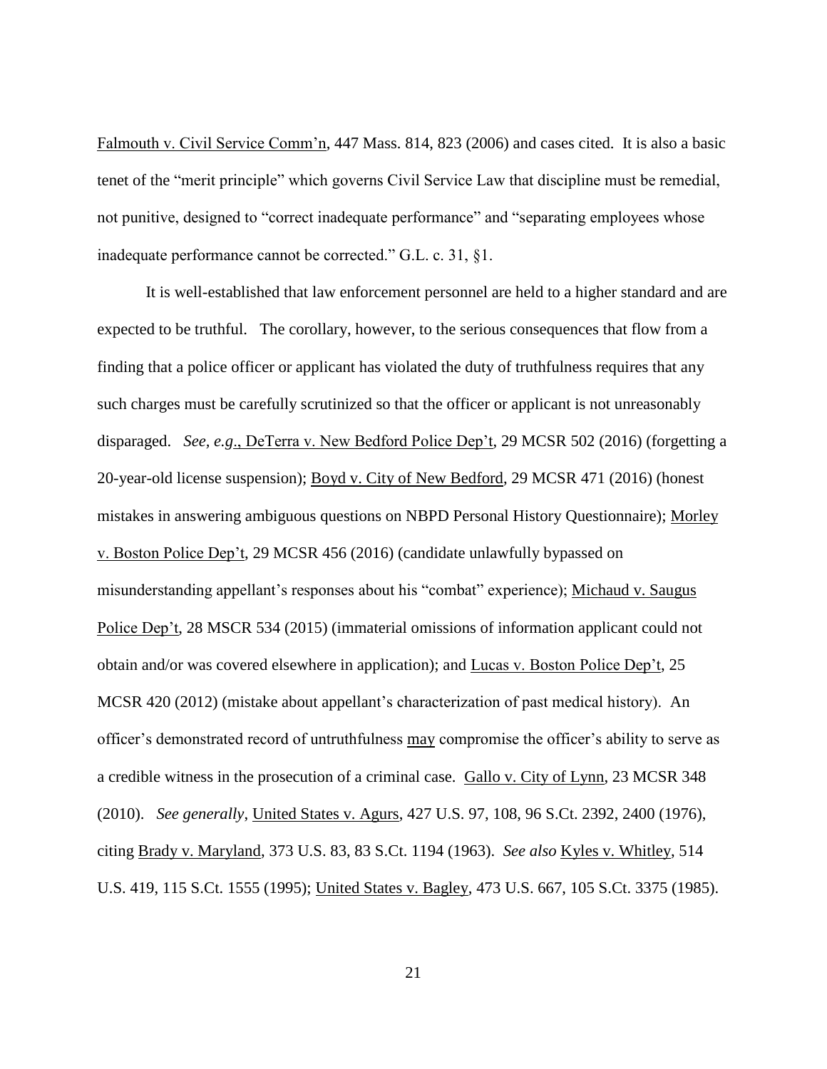Falmouth v. Civil Service Comm'n, 447 Mass. 814, 823 (2006) and cases cited. It is also a basic tenet of the "merit principle" which governs Civil Service Law that discipline must be remedial, not punitive, designed to "correct inadequate performance" and "separating employees whose inadequate performance cannot be corrected." G.L. c. 31, §1.

It is well-established that law enforcement personnel are held to a higher standard and are expected to be truthful. The corollary, however, to the serious consequences that flow from a finding that a police officer or applicant has violated the duty of truthfulness requires that any such charges must be carefully scrutinized so that the officer or applicant is not unreasonably disparaged. *See, e.g*., DeTerra v. New Bedford Police Dep't, 29 MCSR 502 (2016) (forgetting a 20-year-old license suspension); Boyd v. City of New Bedford, 29 MCSR 471 (2016) (honest mistakes in answering ambiguous questions on NBPD Personal History Questionnaire); Morley v. Boston Police Dep't, 29 MCSR 456 (2016) (candidate unlawfully bypassed on misunderstanding appellant's responses about his "combat" experience); Michaud v. Saugus Police Dep't, 28 MSCR 534 (2015) (immaterial omissions of information applicant could not obtain and/or was covered elsewhere in application); and Lucas v. Boston Police Dep't, 25 MCSR 420 (2012) (mistake about appellant's characterization of past medical history). An officer's demonstrated record of untruthfulness may compromise the officer's ability to serve as a credible witness in the prosecution of a criminal case. Gallo v. City of Lynn, 23 MCSR 348 (2010). *See generally*, United States v. Agurs, 427 U.S. 97, 108, 96 S.Ct. 2392, 2400 (1976), citing Brady v. Maryland, 373 U.S. 83, 83 S.Ct. 1194 (1963). *See also* Kyles v. Whitley, 514 U.S. 419, 115 S.Ct. 1555 (1995); United States v. Bagley, 473 U.S. 667, 105 S.Ct. 3375 (1985).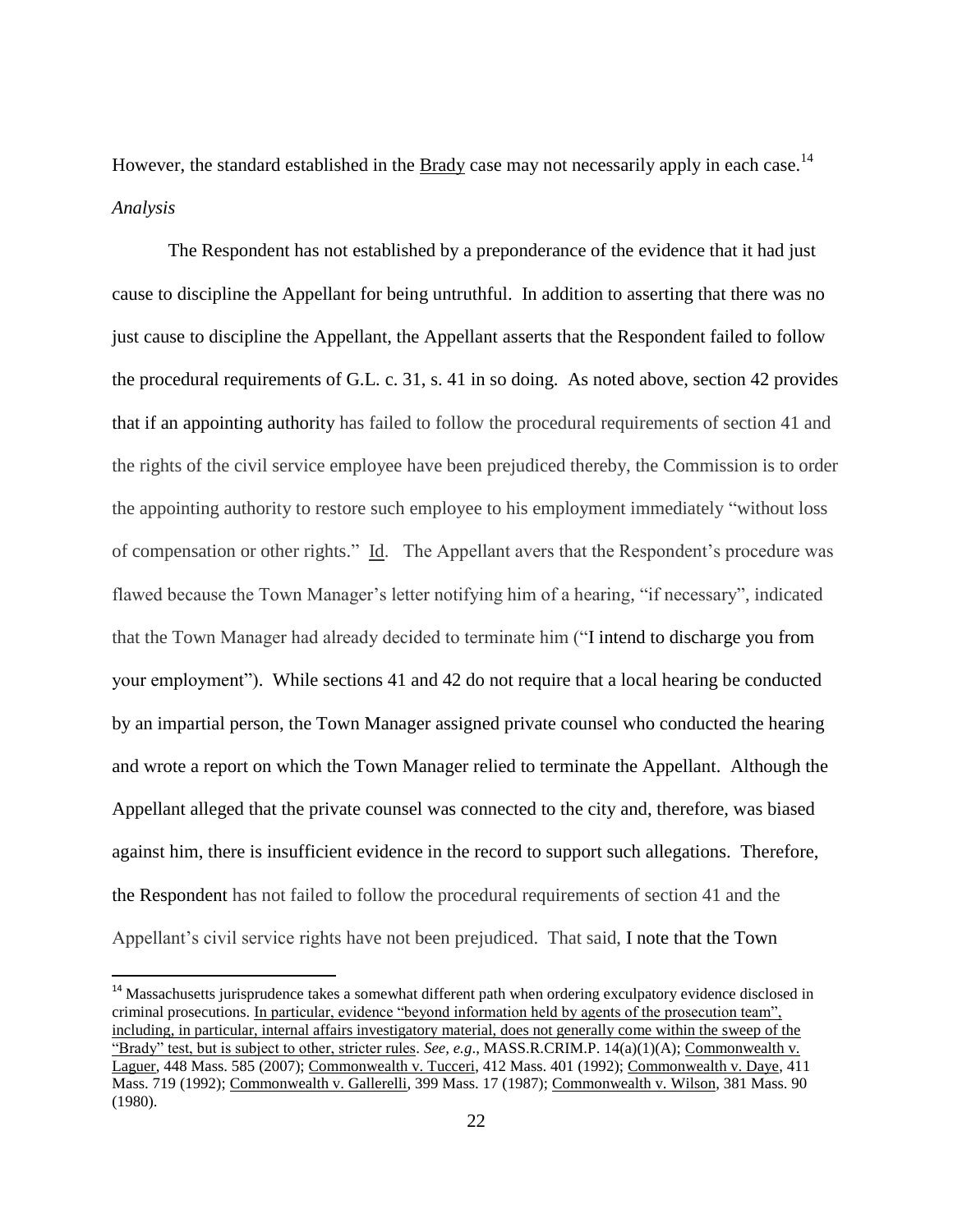However, the standard established in the Brady case may not necessarily apply in each case.[14]

*Analysis*

The Respondent has not established by a preponderance of the evidence that it had just cause to discipline the Appellant for being untruthful. In addition to asserting that there was no just cause to discipline the Appellant, the Appellant asserts that the Respondent failed to follow the procedural requirements of G.L. c. 31, s. 41 in so doing. As noted above, section 42 provides that if an appointing authority has failed to follow the procedural requirements of section 41 and the rights of the civil service employee have been prejudiced thereby, the Commission is to order the appointing authority to restore such employee to his employment immediately "without loss of compensation or other rights." Id. The Appellant avers that the Respondent's procedure was flawed because the Town Manager's letter notifying him of a hearing, "if necessary", indicated that the Town Manager had already decided to terminate him ("I intend to discharge you from your employment"). While sections 41 and 42 do not require that a local hearing be conducted by an impartial person, the Town Manager assigned private counsel who conducted the hearing and wrote a report on which the Town Manager relied to terminate the Appellant. Although the Appellant alleged that the private counsel was connected to the city and, therefore, was biased against him, there is insufficient evidence in the record to support such allegations. Therefore, the Respondent has not failed to follow the procedural requirements of section 41 and the Appellant's civil service rights have not been prejudiced. That said, I note that the Town

---

[14] Massachusetts jurisprudence takes a somewhat different path when ordering exculpatory evidence disclosed in criminal prosecutions. In particular, evidence "beyond information held by agents of the prosecution team", including, in particular, internal affairs investigatory material, does not generally come within the sweep of the "Brady" test, but is subject to other, stricter rules. *See, e.g*., MASS.R.CRIM.P. 14(a)(1)(A); Commonwealth v. Laguer, 448 Mass. 585 (2007); Commonwealth v. Tucceri, 412 Mass. 401 (1992); Commonwealth v. Daye, 411 Mass. 719 (1992); Commonwealth v. Gallerelli, 399 Mass. 17 (1987); Commonwealth v. Wilson, 381 Mass. 90 (1980).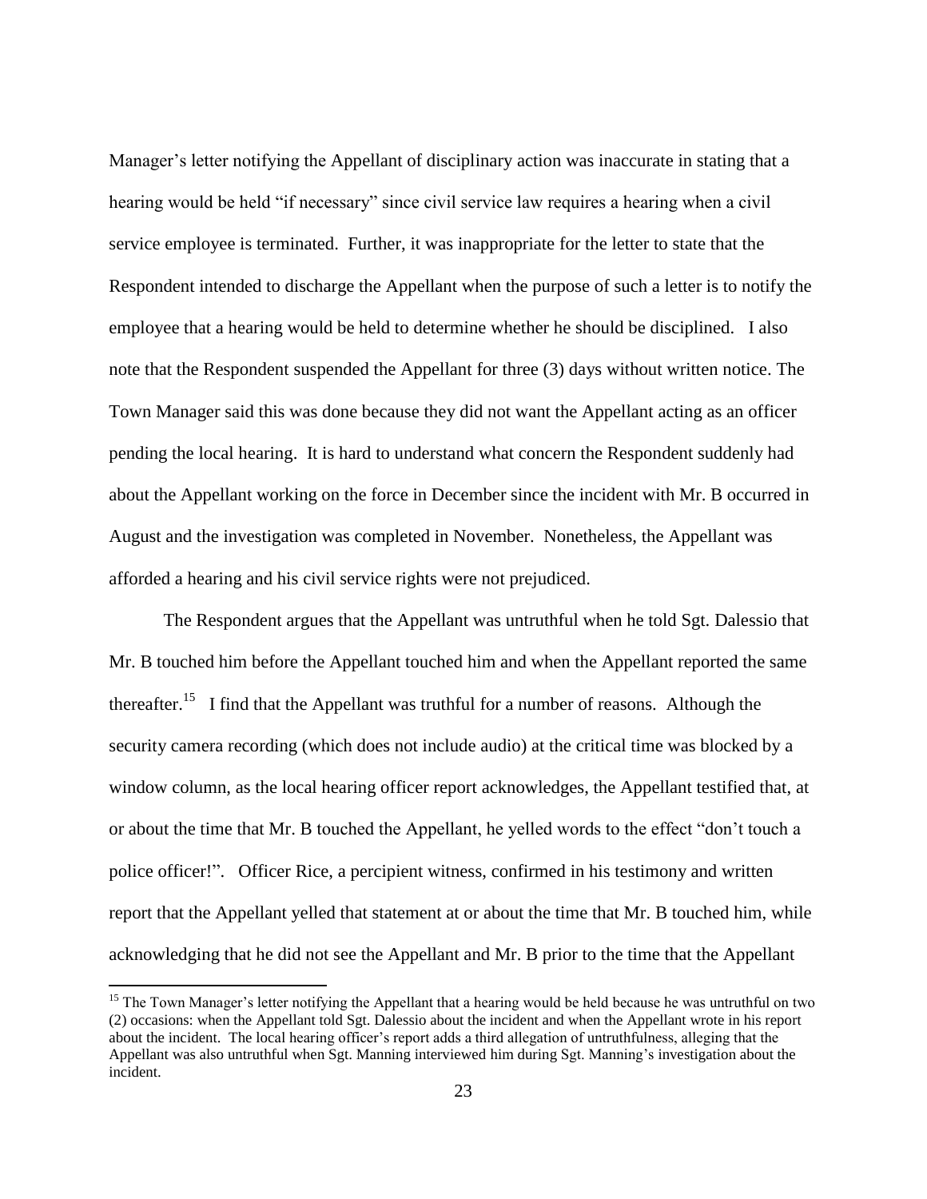Manager's letter notifying the Appellant of disciplinary action was inaccurate in stating that a hearing would be held "if necessary" since civil service law requires a hearing when a civil service employee is terminated. Further, it was inappropriate for the letter to state that the Respondent intended to discharge the Appellant when the purpose of such a letter is to notify the employee that a hearing would be held to determine whether he should be disciplined. I also note that the Respondent suspended the Appellant for three (3) days without written notice. The Town Manager said this was done because they did not want the Appellant acting as an officer pending the local hearing. It is hard to understand what concern the Respondent suddenly had about the Appellant working on the force in December since the incident with Mr. B occurred in August and the investigation was completed in November. Nonetheless, the Appellant was afforded a hearing and his civil service rights were not prejudiced.

The Respondent argues that the Appellant was untruthful when he told Sgt. Dalessio that Mr. B touched him before the Appellant touched him and when the Appellant reported the same thereafter.[15] I find that the Appellant was truthful for a number of reasons. Although the security camera recording (which does not include audio) at the critical time was blocked by a window column, as the local hearing officer report acknowledges, the Appellant testified that, at or about the time that Mr. B touched the Appellant, he yelled words to the effect "don't touch a police officer!". Officer Rice, a percipient witness, confirmed in his testimony and written report that the Appellant yelled that statement at or about the time that Mr. B touched him, while acknowledging that he did not see the Appellant and Mr. B prior to the time that the Appellant

[15] The Town Manager's letter notifying the Appellant that a hearing would be held because he was untruthful on two (2) occasions: when the Appellant told Sgt. Dalessio about the incident and when the Appellant wrote in his report about the incident. The local hearing officer's report adds a third allegation of untruthfulness, alleging that the Appellant was also untruthful when Sgt. Manning interviewed him during Sgt. Manning's investigation about the incident.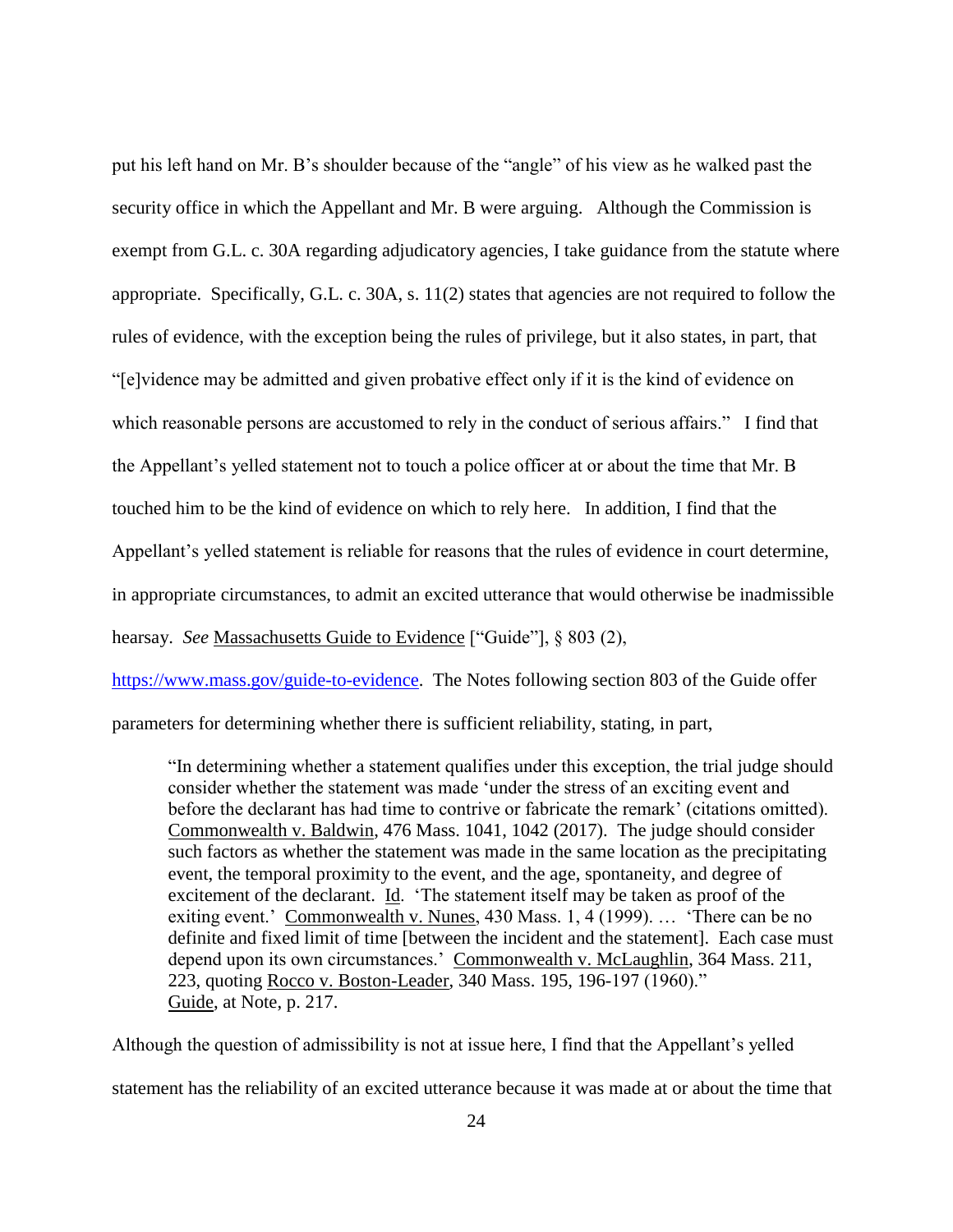put his left hand on Mr. B's shoulder because of the "angle" of his view as he walked past the security office in which the Appellant and Mr. B were arguing. Although the Commission is exempt from G.L. c. 30A regarding adjudicatory agencies, I take guidance from the statute where appropriate. Specifically, G.L. c. 30A, s. 11(2) states that agencies are not required to follow the rules of evidence, with the exception being the rules of privilege, but it also states, in part, that "[e]vidence may be admitted and given probative effect only if it is the kind of evidence on which reasonable persons are accustomed to rely in the conduct of serious affairs." I find that the Appellant's yelled statement not to touch a police officer at or about the time that Mr. B touched him to be the kind of evidence on which to rely here. In addition, I find that the Appellant's yelled statement is reliable for reasons that the rules of evidence in court determine, in appropriate circumstances, to admit an excited utterance that would otherwise be inadmissible hearsay. *See* Massachusetts Guide to Evidence ["Guide"], § 803 (2), https://www.mass.gov/guide-to-evidence. The Notes following section 803 of the Guide offer parameters for determining whether there is sufficient reliability, stating, in part,

> "In determining whether a statement qualifies under this exception, the trial judge should consider whether the statement was made 'under the stress of an exciting event and before the declarant has had time to contrive or fabricate the remark' (citations omitted). Commonwealth v. Baldwin, 476 Mass. 1041, 1042 (2017). The judge should consider such factors as whether the statement was made in the same location as the precipitating event, the temporal proximity to the event, and the age, spontaneity, and degree of excitement of the declarant. Id. 'The statement itself may be taken as proof of the exiting event.' Commonwealth v. Nunes, 430 Mass. 1, 4 (1999). … 'There can be no definite and fixed limit of time [between the incident and the statement]. Each case must depend upon its own circumstances.' Commonwealth v. McLaughlin, 364 Mass. 211, 223, quoting Rocco v. Boston-Leader, 340 Mass. 195, 196-197 (1960)." Guide, at Note, p. 217.

Although the question of admissibility is not at issue here, I find that the Appellant's yelled statement has the reliability of an excited utterance because it was made at or about the time that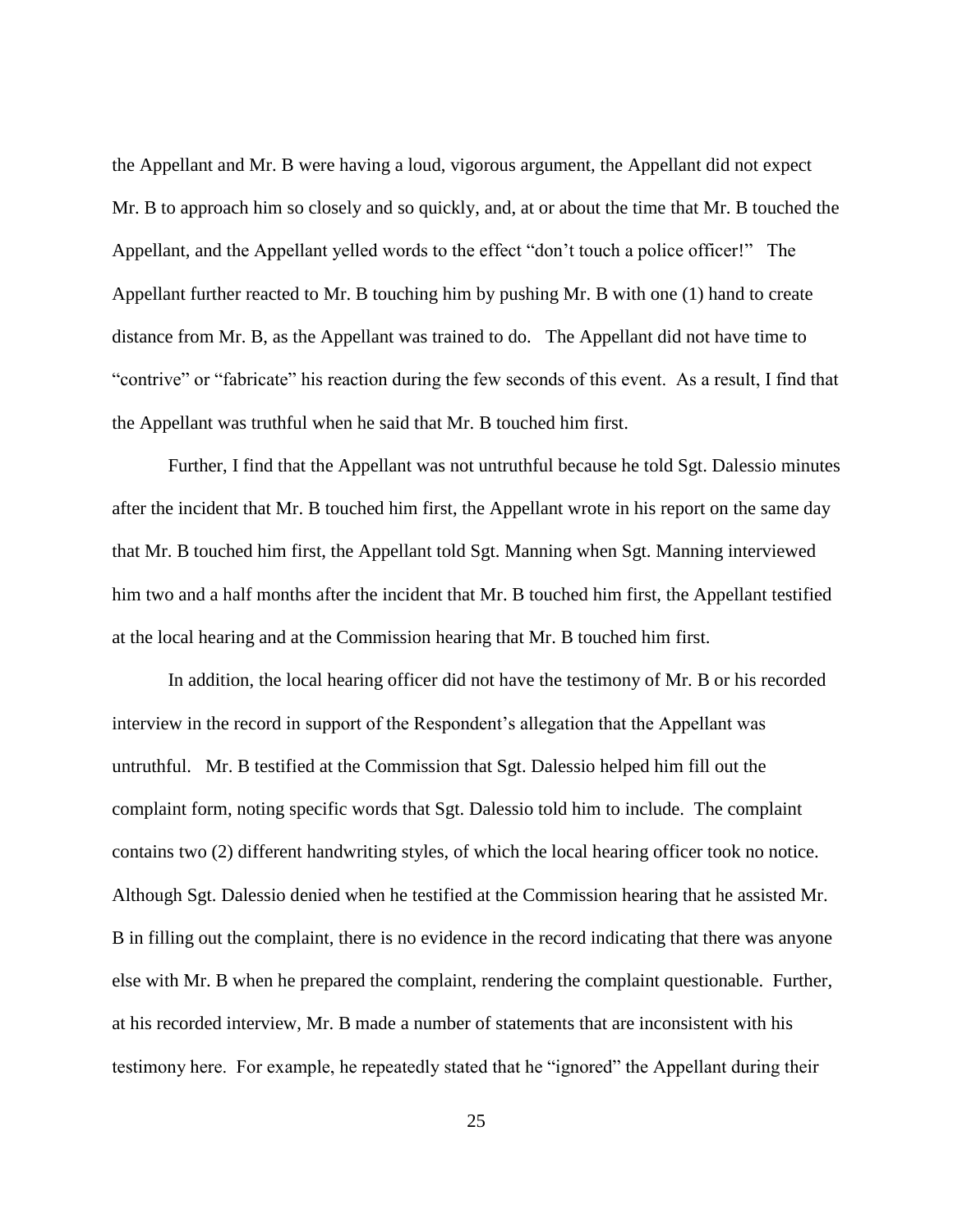the Appellant and Mr. B were having a loud, vigorous argument, the Appellant did not expect Mr. B to approach him so closely and so quickly, and, at or about the time that Mr. B touched the Appellant, and the Appellant yelled words to the effect "don't touch a police officer!" The Appellant further reacted to Mr. B touching him by pushing Mr. B with one (1) hand to create distance from Mr. B, as the Appellant was trained to do. The Appellant did not have time to "contrive" or "fabricate" his reaction during the few seconds of this event. As a result, I find that the Appellant was truthful when he said that Mr. B touched him first.

Further, I find that the Appellant was not untruthful because he told Sgt. Dalessio minutes after the incident that Mr. B touched him first, the Appellant wrote in his report on the same day that Mr. B touched him first, the Appellant told Sgt. Manning when Sgt. Manning interviewed him two and a half months after the incident that Mr. B touched him first, the Appellant testified at the local hearing and at the Commission hearing that Mr. B touched him first.

In addition, the local hearing officer did not have the testimony of Mr. B or his recorded interview in the record in support of the Respondent's allegation that the Appellant was untruthful. Mr. B testified at the Commission that Sgt. Dalessio helped him fill out the complaint form, noting specific words that Sgt. Dalessio told him to include. The complaint contains two (2) different handwriting styles, of which the local hearing officer took no notice. Although Sgt. Dalessio denied when he testified at the Commission hearing that he assisted Mr. B in filling out the complaint, there is no evidence in the record indicating that there was anyone else with Mr. B when he prepared the complaint, rendering the complaint questionable. Further, at his recorded interview, Mr. B made a number of statements that are inconsistent with his testimony here. For example, he repeatedly stated that he "ignored" the Appellant during their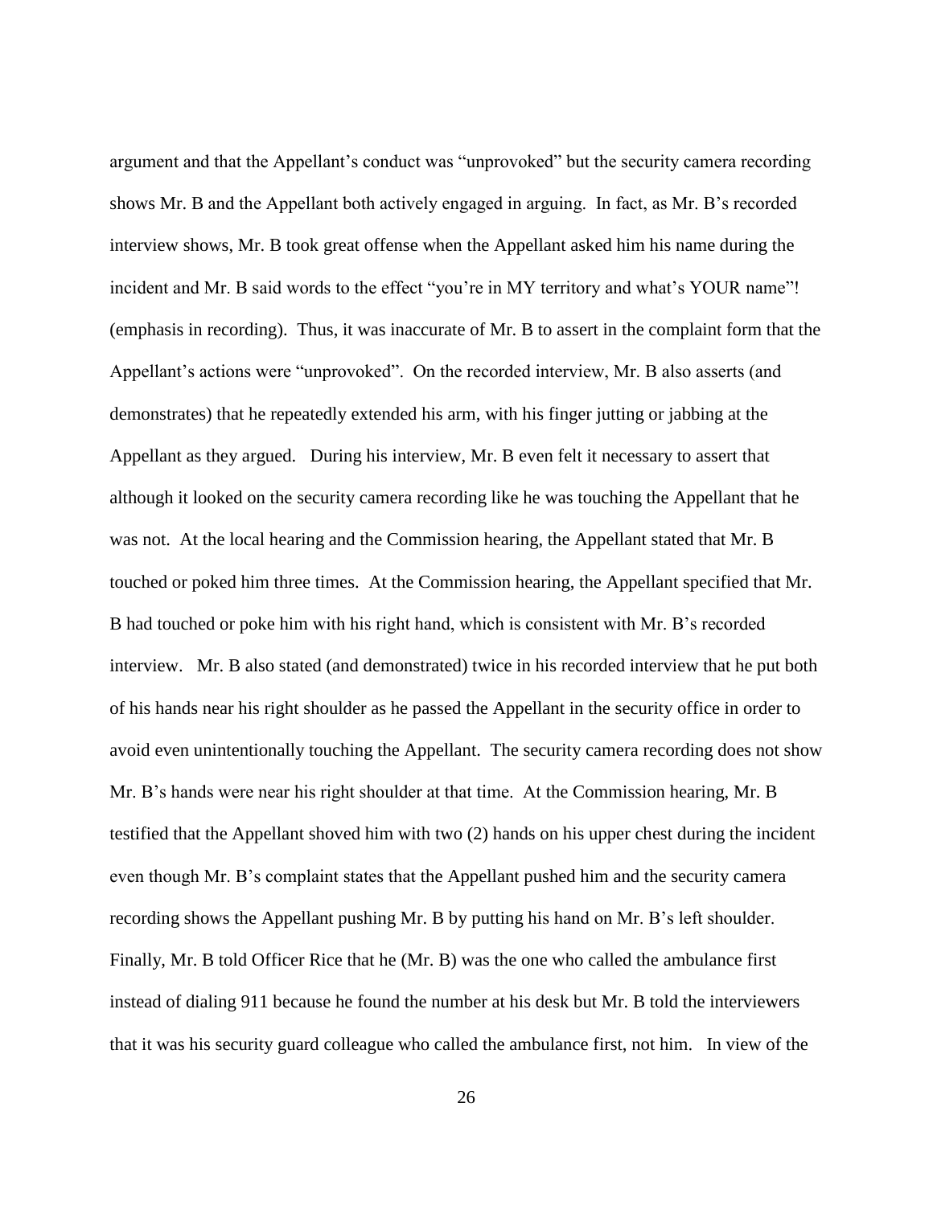argument and that the Appellant's conduct was "unprovoked" but the security camera recording shows Mr. B and the Appellant both actively engaged in arguing. In fact, as Mr. B's recorded interview shows, Mr. B took great offense when the Appellant asked him his name during the incident and Mr. B said words to the effect "you're in MY territory and what's YOUR name"! (emphasis in recording). Thus, it was inaccurate of Mr. B to assert in the complaint form that the Appellant's actions were "unprovoked". On the recorded interview, Mr. B also asserts (and demonstrates) that he repeatedly extended his arm, with his finger jutting or jabbing at the Appellant as they argued. During his interview, Mr. B even felt it necessary to assert that although it looked on the security camera recording like he was touching the Appellant that he was not. At the local hearing and the Commission hearing, the Appellant stated that Mr. B touched or poked him three times. At the Commission hearing, the Appellant specified that Mr. B had touched or poke him with his right hand, which is consistent with Mr. B's recorded interview. Mr. B also stated (and demonstrated) twice in his recorded interview that he put both of his hands near his right shoulder as he passed the Appellant in the security office in order to avoid even unintentionally touching the Appellant. The security camera recording does not show Mr. B's hands were near his right shoulder at that time. At the Commission hearing, Mr. B testified that the Appellant shoved him with two (2) hands on his upper chest during the incident even though Mr. B's complaint states that the Appellant pushed him and the security camera recording shows the Appellant pushing Mr. B by putting his hand on Mr. B's left shoulder. Finally, Mr. B told Officer Rice that he (Mr. B) was the one who called the ambulance first instead of dialing 911 because he found the number at his desk but Mr. B told the interviewers that it was his security guard colleague who called the ambulance first, not him. In view of the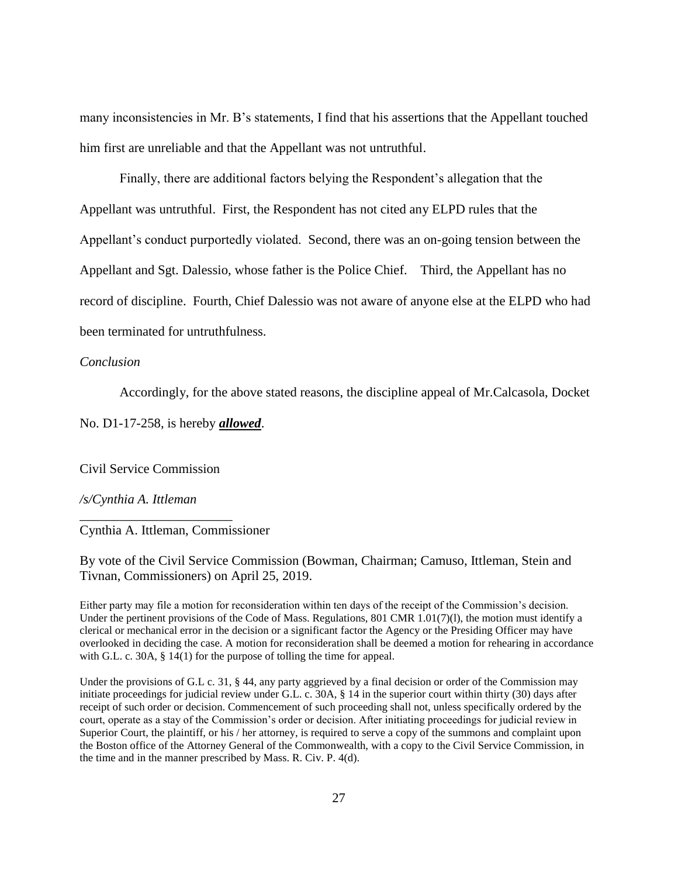many inconsistencies in Mr. B's statements, I find that his assertions that the Appellant touched him first are unreliable and that the Appellant was not untruthful.

Finally, there are additional factors belying the Respondent's allegation that the Appellant was untruthful. First, the Respondent has not cited any ELPD rules that the Appellant's conduct purportedly violated. Second, there was an on-going tension between the Appellant and Sgt. Dalessio, whose father is the Police Chief. Third, the Appellant has no record of discipline. Fourth, Chief Dalessio was not aware of anyone else at the ELPD who had been terminated for untruthfulness.

*Conclusion*

Accordingly, for the above stated reasons, the discipline appeal of Mr.Calcasola, Docket No. D1-17-258, is hereby ***allowed***.

Civil Service Commission

*/s/Cynthia A. Ittleman*

\_\_\_\_\_\_\_\_\_\_\_\_\_\_\_\_\_\_\_\_\_\_\_\_
Cynthia A. Ittleman, Commissioner

By vote of the Civil Service Commission (Bowman, Chairman; Camuso, Ittleman, Stein and Tivnan, Commissioners) on April 25, 2019.

Either party may file a motion for reconsideration within ten days of the receipt of the Commission's decision. Under the pertinent provisions of the Code of Mass. Regulations, 801 CMR 1.01(7)(l), the motion must identify a clerical or mechanical error in the decision or a significant factor the Agency or the Presiding Officer may have overlooked in deciding the case. A motion for reconsideration shall be deemed a motion for rehearing in accordance with G.L. c. 30A, § 14(1) for the purpose of tolling the time for appeal.

Under the provisions of G.L c. 31, § 44, any party aggrieved by a final decision or order of the Commission may initiate proceedings for judicial review under G.L. c. 30A, § 14 in the superior court within thirty (30) days after receipt of such order or decision. Commencement of such proceeding shall not, unless specifically ordered by the court, operate as a stay of the Commission's order or decision. After initiating proceedings for judicial review in Superior Court, the plaintiff, or his / her attorney, is required to serve a copy of the summons and complaint upon the Boston office of the Attorney General of the Commonwealth, with a copy to the Civil Service Commission, in the time and in the manner prescribed by Mass. R. Civ. P. 4(d).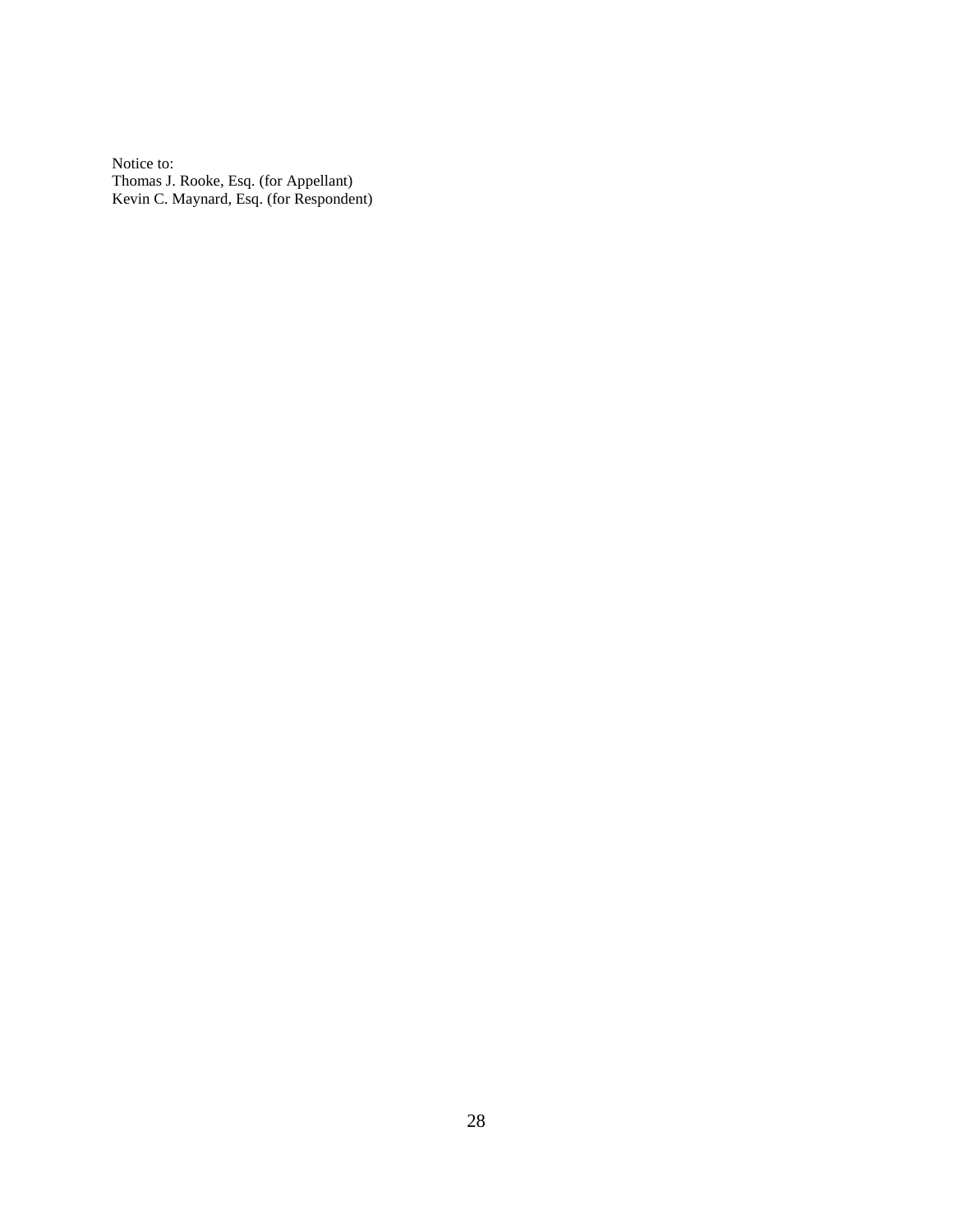Notice to:
Thomas J. Rooke, Esq. (for Appellant)
Kevin C. Maynard, Esq. (for Respondent)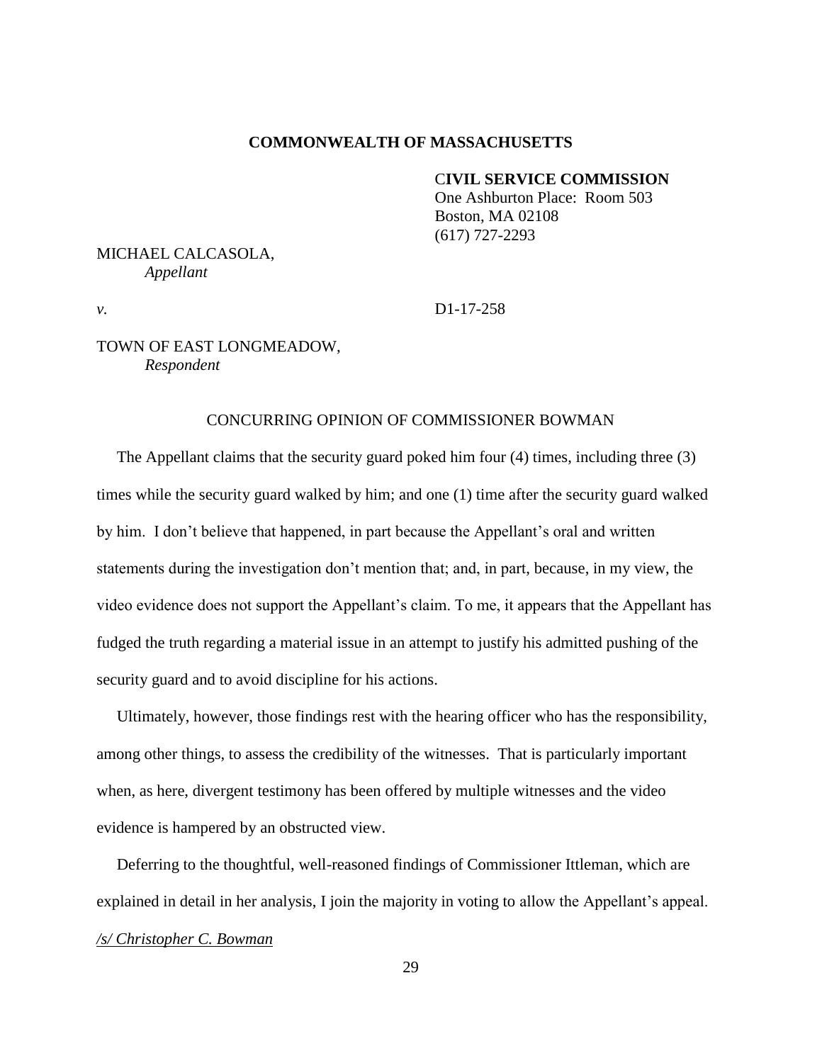**COMMONWEALTH OF MASSACHUSETTS**

**CIVIL SERVICE COMMISSION**
One Ashburton Place: Room 503
Boston, MA 02108
(617) 727-2293

MICHAEL CALCASOLA,
*Appellant*

*v.* D1-17-258

TOWN OF EAST LONGMEADOW,
*Respondent*

CONCURRING OPINION OF COMMISSIONER BOWMAN

The Appellant claims that the security guard poked him four (4) times, including three (3) times while the security guard walked by him; and one (1) time after the security guard walked by him. I don't believe that happened, in part because the Appellant's oral and written statements during the investigation don't mention that; and, in part, because, in my view, the video evidence does not support the Appellant's claim. To me, it appears that the Appellant has fudged the truth regarding a material issue in an attempt to justify his admitted pushing of the security guard and to avoid discipline for his actions.

Ultimately, however, those findings rest with the hearing officer who has the responsibility, among other things, to assess the credibility of the witnesses. That is particularly important when, as here, divergent testimony has been offered by multiple witnesses and the video evidence is hampered by an obstructed view.

Deferring to the thoughtful, well-reasoned findings of Commissioner Ittleman, which are explained in detail in her analysis, I join the majority in voting to allow the Appellant's appeal.

*/s/ Christopher C. Bowman*